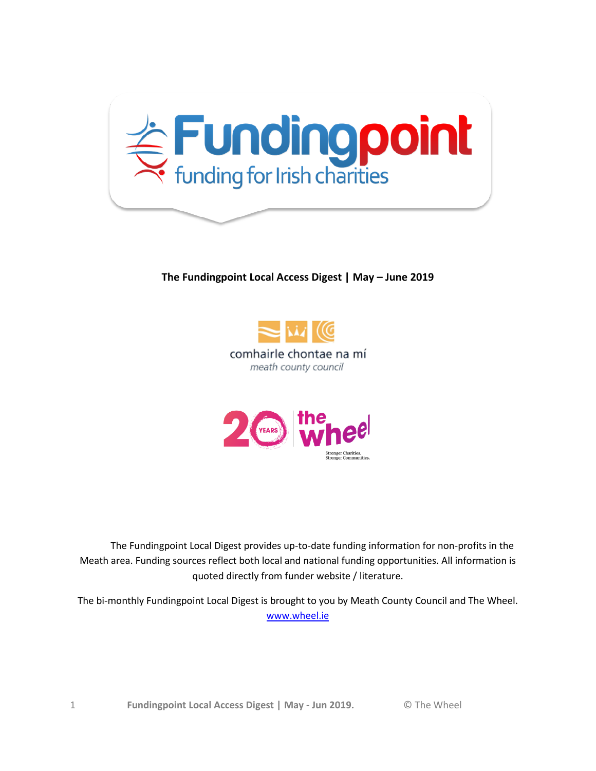**The Fundingpoint Local Access Digest | May – June 2019**

The Fundingpoint Local Digest provides up-to-date funding information for non-profits in the Meath area. Funding sources reflect both local and national funding opportunities. All information is quoted directly from funder website / literature.

The bi-monthly Fundingpoint Local Digest is brought to you by Meath County Council and The Wheel. www.wheel.ie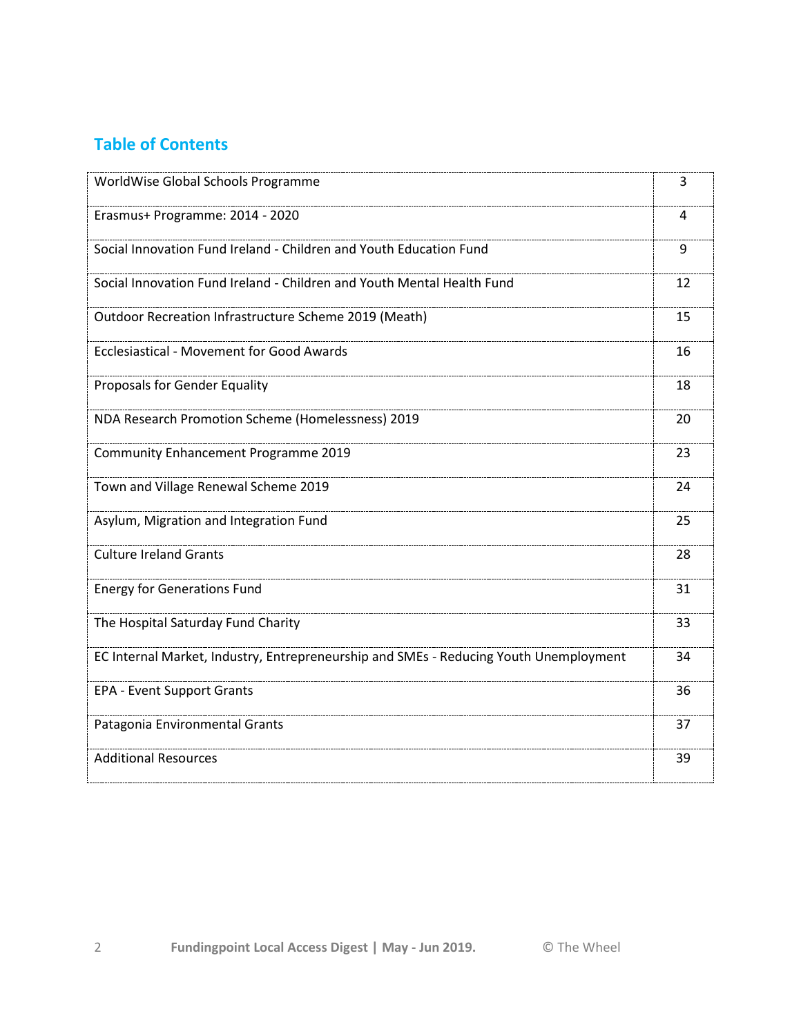## Table of Contents

| | |
|---|---|
| WorldWise Global Schools Programme | 3 |
| Erasmus+ Programme: 2014 - 2020 | 4 |
| Social Innovation Fund Ireland - Children and Youth Education Fund | 9 |
| Social Innovation Fund Ireland - Children and Youth Mental Health Fund | 12 |
| Outdoor Recreation Infrastructure Scheme 2019 (Meath) | 15 |
| Ecclesiastical - Movement for Good Awards | 16 |
| Proposals for Gender Equality | 18 |
| NDA Research Promotion Scheme (Homelessness) 2019 | 20 |
| Community Enhancement Programme 2019 | 23 |
| Town and Village Renewal Scheme 2019 | 24 |
| Asylum, Migration and Integration Fund | 25 |
| Culture Ireland Grants | 28 |
| Energy for Generations Fund | 31 |
| The Hospital Saturday Fund Charity | 33 |
| EC Internal Market, Industry, Entrepreneurship and SMEs - Reducing Youth Unemployment | 34 |
| EPA - Event Support Grants | 36 |
| Patagonia Environmental Grants | 37 |
| Additional Resources | 39 |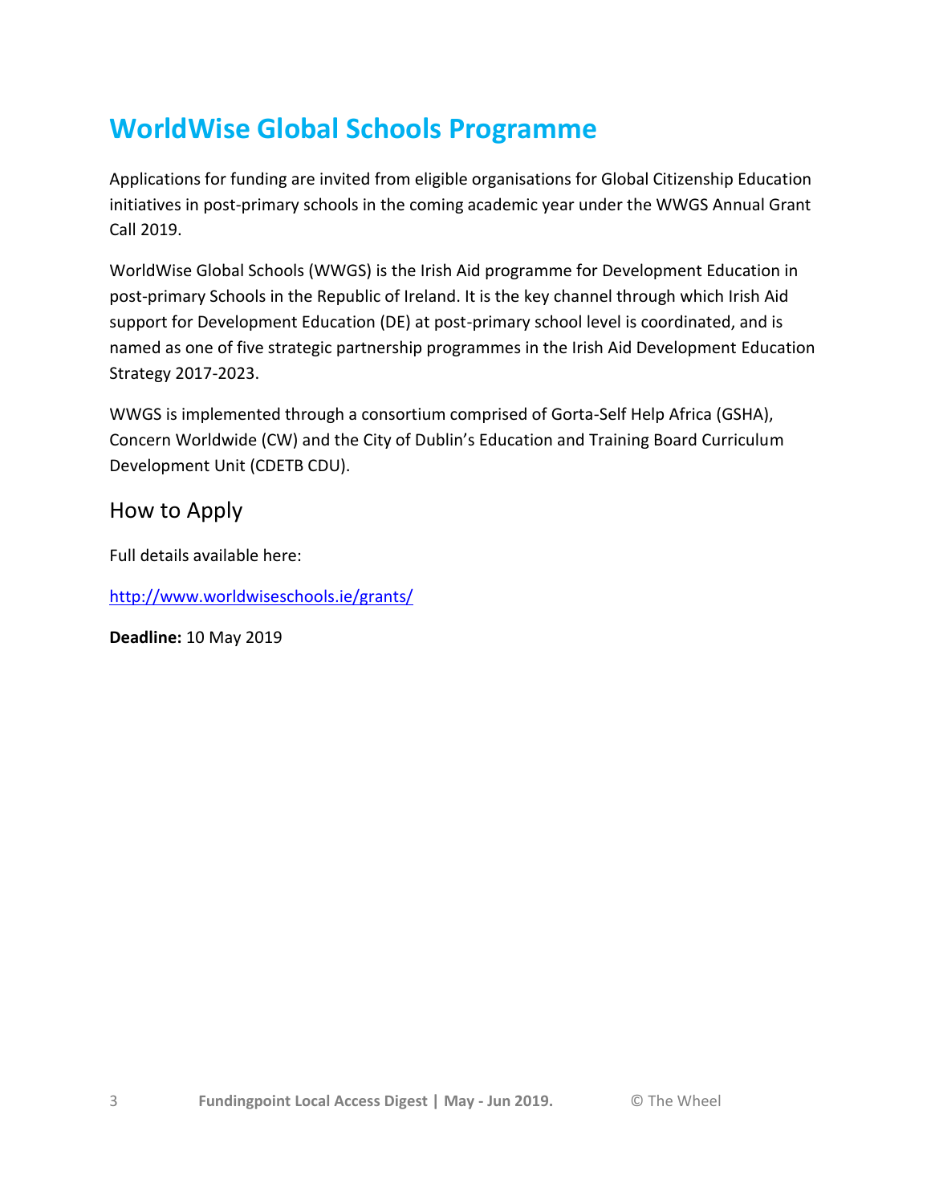# WorldWise Global Schools Programme

Applications for funding are invited from eligible organisations for Global Citizenship Education initiatives in post-primary schools in the coming academic year under the WWGS Annual Grant Call 2019.

WorldWise Global Schools (WWGS) is the Irish Aid programme for Development Education in post-primary Schools in the Republic of Ireland. It is the key channel through which Irish Aid support for Development Education (DE) at post-primary school level is coordinated, and is named as one of five strategic partnership programmes in the Irish Aid Development Education Strategy 2017-2023.

WWGS is implemented through a consortium comprised of Gorta-Self Help Africa (GSHA), Concern Worldwide (CW) and the City of Dublin's Education and Training Board Curriculum Development Unit (CDETB CDU).

## How to Apply

Full details available here:

[http://www.worldwiseschools.ie/grants/](http://www.worldwiseschools.ie/grants/)

**Deadline:** 10 May 2019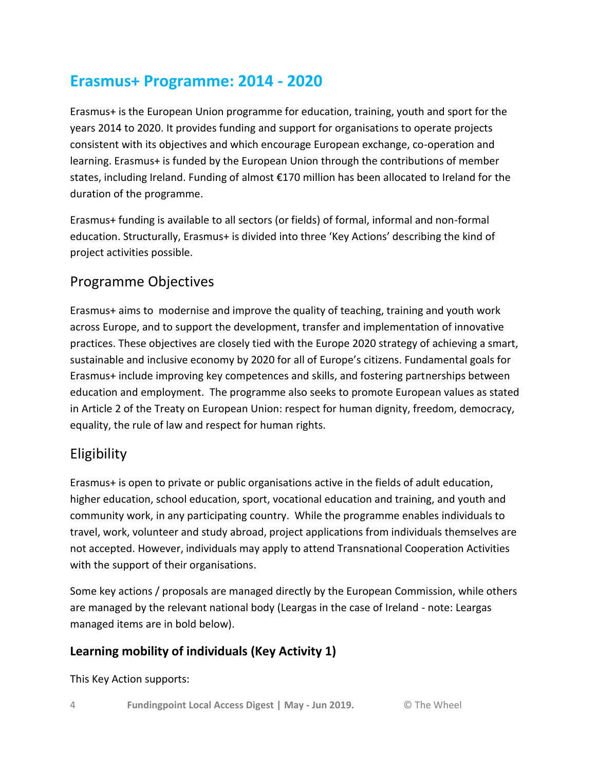## Erasmus+ Programme: 2014 - 2020

Erasmus+ is the European Union programme for education, training, youth and sport for the years 2014 to 2020. It provides funding and support for organisations to operate projects consistent with its objectives and which encourage European exchange, co-operation and learning. Erasmus+ is funded by the European Union through the contributions of member states, including Ireland. Funding of almost €170 million has been allocated to Ireland for the duration of the programme.

Erasmus+ funding is available to all sectors (or fields) of formal, informal and non-formal education. Structurally, Erasmus+ is divided into three 'Key Actions' describing the kind of project activities possible.

### Programme Objectives

Erasmus+ aims to modernise and improve the quality of teaching, training and youth work across Europe, and to support the development, transfer and implementation of innovative practices. These objectives are closely tied with the Europe 2020 strategy of achieving a smart, sustainable and inclusive economy by 2020 for all of Europe's citizens. Fundamental goals for Erasmus+ include improving key competences and skills, and fostering partnerships between education and employment. The programme also seeks to promote European values as stated in Article 2 of the Treaty on European Union: respect for human dignity, freedom, democracy, equality, the rule of law and respect for human rights.

### Eligibility

Erasmus+ is open to private or public organisations active in the fields of adult education, higher education, school education, sport, vocational education and training, and youth and community work, in any participating country. While the programme enables individuals to travel, work, volunteer and study abroad, project applications from individuals themselves are not accepted. However, individuals may apply to attend Transnational Cooperation Activities with the support of their organisations.

Some key actions / proposals are managed directly by the European Commission, while others are managed by the relevant national body (Leargas in the case of Ireland - note: Leargas managed items are in bold below).

#### Learning mobility of individuals (Key Activity 1)

This Key Action supports: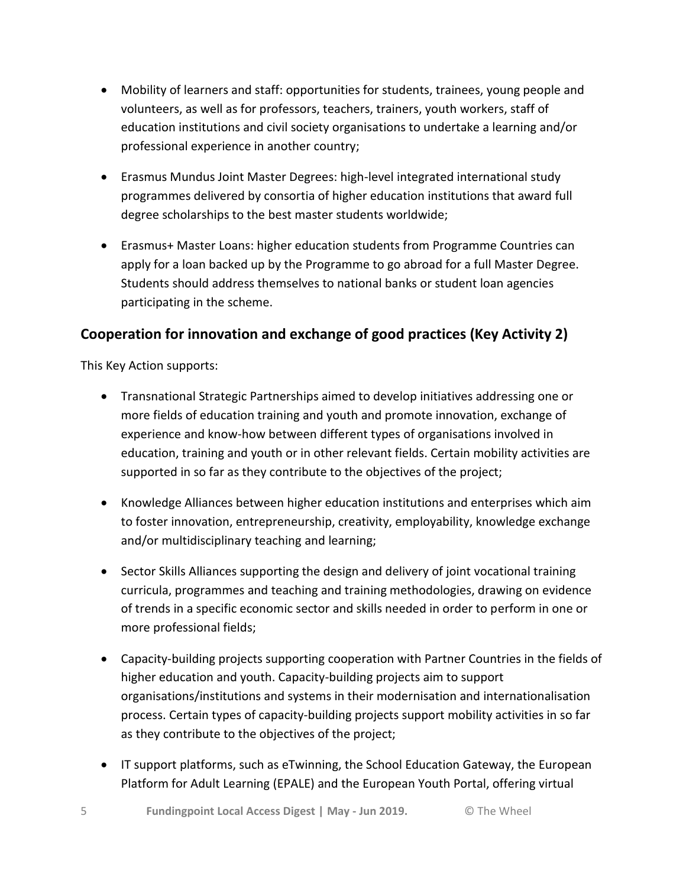- Mobility of learners and staff: opportunities for students, trainees, young people and volunteers, as well as for professors, teachers, trainers, youth workers, staff of education institutions and civil society organisations to undertake a learning and/or professional experience in another country;

- Erasmus Mundus Joint Master Degrees: high-level integrated international study programmes delivered by consortia of higher education institutions that award full degree scholarships to the best master students worldwide;

- Erasmus+ Master Loans: higher education students from Programme Countries can apply for a loan backed up by the Programme to go abroad for a full Master Degree. Students should address themselves to national banks or student loan agencies participating in the scheme.

## Cooperation for innovation and exchange of good practices (Key Activity 2)

This Key Action supports:

- Transnational Strategic Partnerships aimed to develop initiatives addressing one or more fields of education training and youth and promote innovation, exchange of experience and know-how between different types of organisations involved in education, training and youth or in other relevant fields. Certain mobility activities are supported in so far as they contribute to the objectives of the project;

- Knowledge Alliances between higher education institutions and enterprises which aim to foster innovation, entrepreneurship, creativity, employability, knowledge exchange and/or multidisciplinary teaching and learning;

- Sector Skills Alliances supporting the design and delivery of joint vocational training curricula, programmes and teaching and training methodologies, drawing on evidence of trends in a specific economic sector and skills needed in order to perform in one or more professional fields;

- Capacity-building projects supporting cooperation with Partner Countries in the fields of higher education and youth. Capacity-building projects aim to support organisations/institutions and systems in their modernisation and internationalisation process. Certain types of capacity-building projects support mobility activities in so far as they contribute to the objectives of the project;

- IT support platforms, such as eTwinning, the School Education Gateway, the European Platform for Adult Learning (EPALE) and the European Youth Portal, offering virtual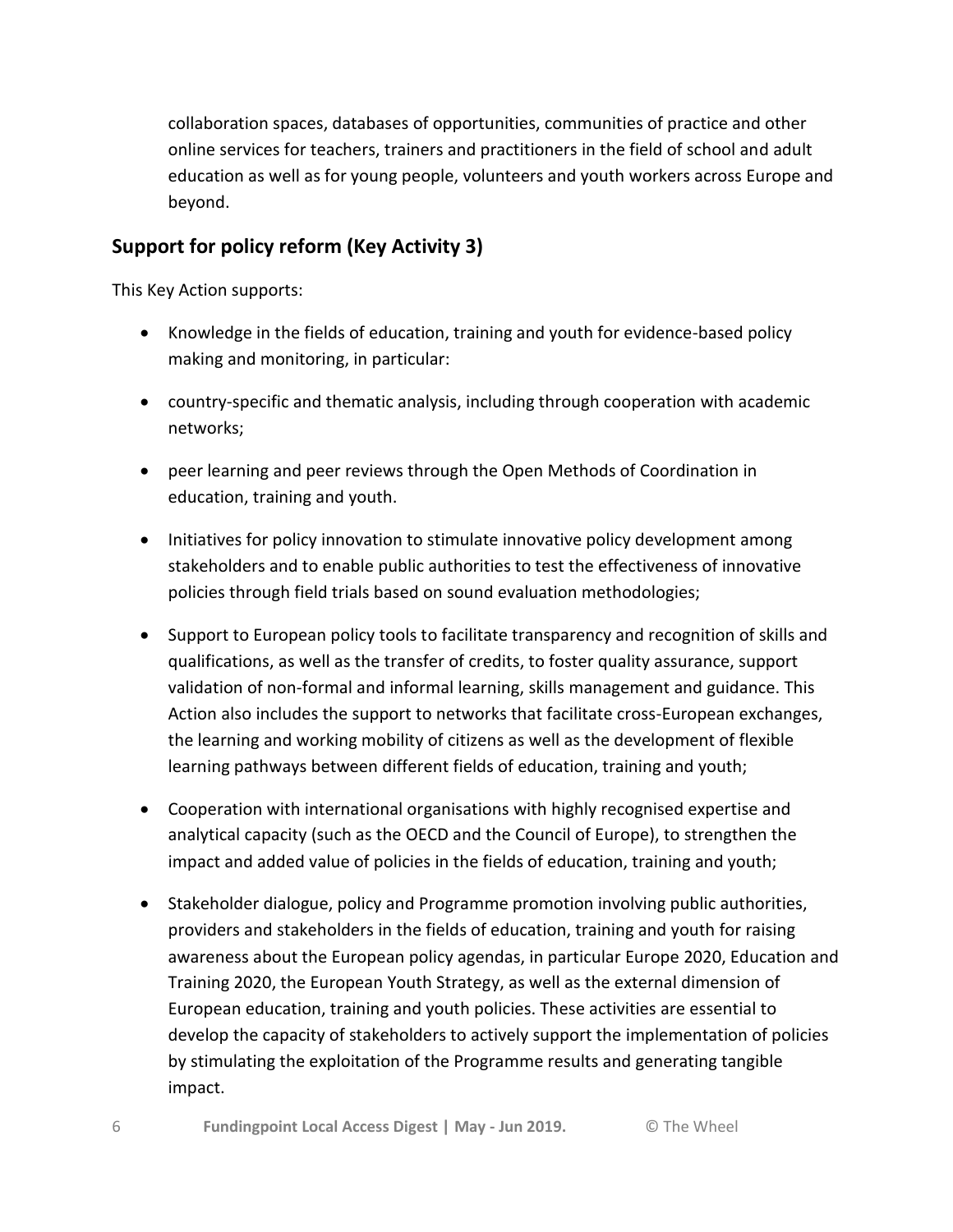collaboration spaces, databases of opportunities, communities of practice and other online services for teachers, trainers and practitioners in the field of school and adult education as well as for young people, volunteers and youth workers across Europe and beyond.

## Support for policy reform (Key Activity 3)

This Key Action supports:

- Knowledge in the fields of education, training and youth for evidence-based policy making and monitoring, in particular:
- country-specific and thematic analysis, including through cooperation with academic networks;
- peer learning and peer reviews through the Open Methods of Coordination in education, training and youth.
- Initiatives for policy innovation to stimulate innovative policy development among stakeholders and to enable public authorities to test the effectiveness of innovative policies through field trials based on sound evaluation methodologies;
- Support to European policy tools to facilitate transparency and recognition of skills and qualifications, as well as the transfer of credits, to foster quality assurance, support validation of non-formal and informal learning, skills management and guidance. This Action also includes the support to networks that facilitate cross-European exchanges, the learning and working mobility of citizens as well as the development of flexible learning pathways between different fields of education, training and youth;
- Cooperation with international organisations with highly recognised expertise and analytical capacity (such as the OECD and the Council of Europe), to strengthen the impact and added value of policies in the fields of education, training and youth;
- Stakeholder dialogue, policy and Programme promotion involving public authorities, providers and stakeholders in the fields of education, training and youth for raising awareness about the European policy agendas, in particular Europe 2020, Education and Training 2020, the European Youth Strategy, as well as the external dimension of European education, training and youth policies. These activities are essential to develop the capacity of stakeholders to actively support the implementation of policies by stimulating the exploitation of the Programme results and generating tangible impact.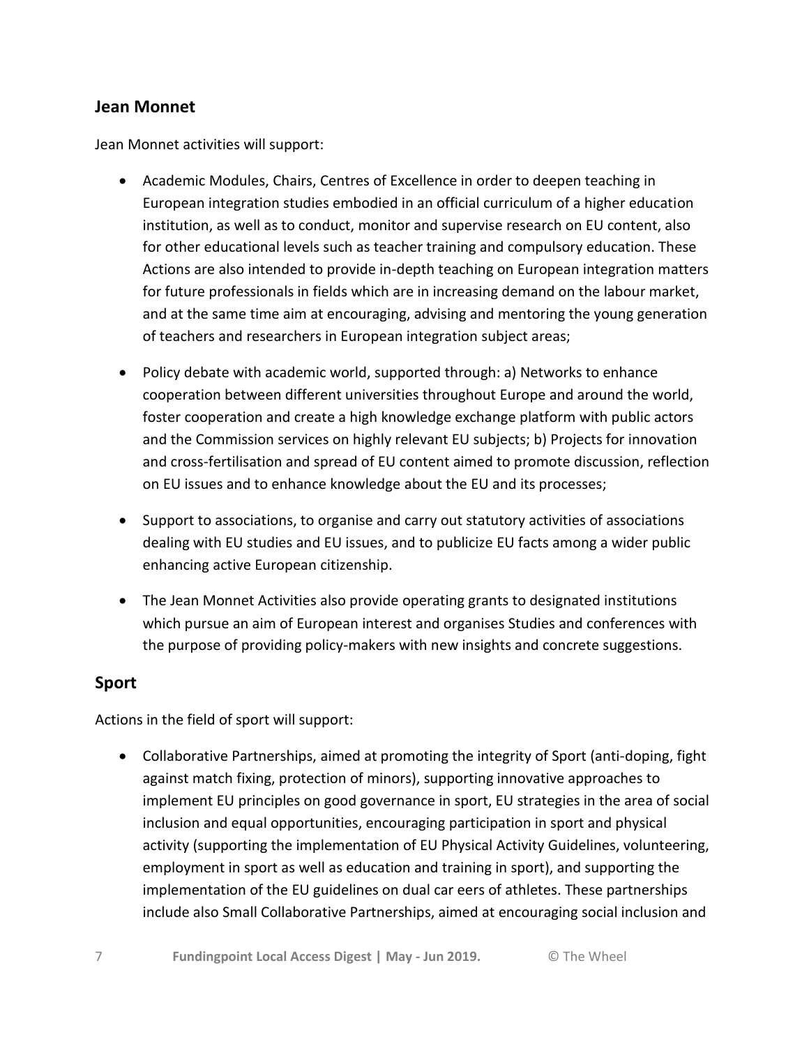## Jean Monnet

Jean Monnet activities will support:

- Academic Modules, Chairs, Centres of Excellence in order to deepen teaching in European integration studies embodied in an official curriculum of a higher education institution, as well as to conduct, monitor and supervise research on EU content, also for other educational levels such as teacher training and compulsory education. These Actions are also intended to provide in-depth teaching on European integration matters for future professionals in fields which are in increasing demand on the labour market, and at the same time aim at encouraging, advising and mentoring the young generation of teachers and researchers in European integration subject areas;

- Policy debate with academic world, supported through: a) Networks to enhance cooperation between different universities throughout Europe and around the world, foster cooperation and create a high knowledge exchange platform with public actors and the Commission services on highly relevant EU subjects; b) Projects for innovation and cross-fertilisation and spread of EU content aimed to promote discussion, reflection on EU issues and to enhance knowledge about the EU and its processes;

- Support to associations, to organise and carry out statutory activities of associations dealing with EU studies and EU issues, and to publicize EU facts among a wider public enhancing active European citizenship.

- The Jean Monnet Activities also provide operating grants to designated institutions which pursue an aim of European interest and organises Studies and conferences with the purpose of providing policy-makers with new insights and concrete suggestions.

## Sport

Actions in the field of sport will support:

- Collaborative Partnerships, aimed at promoting the integrity of Sport (anti-doping, fight against match fixing, protection of minors), supporting innovative approaches to implement EU principles on good governance in sport, EU strategies in the area of social inclusion and equal opportunities, encouraging participation in sport and physical activity (supporting the implementation of EU Physical Activity Guidelines, volunteering, employment in sport as well as education and training in sport), and supporting the implementation of the EU guidelines on dual car eers of athletes. These partnerships include also Small Collaborative Partnerships, aimed at encouraging social inclusion and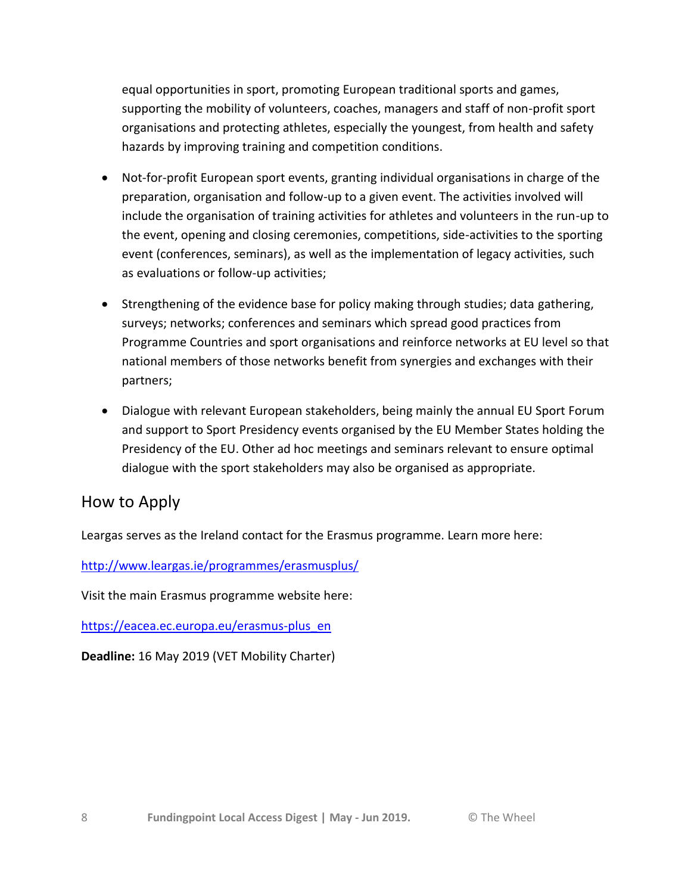equal opportunities in sport, promoting European traditional sports and games, supporting the mobility of volunteers, coaches, managers and staff of non-profit sport organisations and protecting athletes, especially the youngest, from health and safety hazards by improving training and competition conditions.

- Not-for-profit European sport events, granting individual organisations in charge of the preparation, organisation and follow-up to a given event. The activities involved will include the organisation of training activities for athletes and volunteers in the run-up to the event, opening and closing ceremonies, competitions, side-activities to the sporting event (conferences, seminars), as well as the implementation of legacy activities, such as evaluations or follow-up activities;

- Strengthening of the evidence base for policy making through studies; data gathering, surveys; networks; conferences and seminars which spread good practices from Programme Countries and sport organisations and reinforce networks at EU level so that national members of those networks benefit from synergies and exchanges with their partners;

- Dialogue with relevant European stakeholders, being mainly the annual EU Sport Forum and support to Sport Presidency events organised by the EU Member States holding the Presidency of the EU. Other ad hoc meetings and seminars relevant to ensure optimal dialogue with the sport stakeholders may also be organised as appropriate.

## How to Apply

Leargas serves as the Ireland contact for the Erasmus programme. Learn more here:

http://www.leargas.ie/programmes/erasmusplus/

Visit the main Erasmus programme website here:

https://eacea.ec.europa.eu/erasmus-plus_en

**Deadline:** 16 May 2019 (VET Mobility Charter)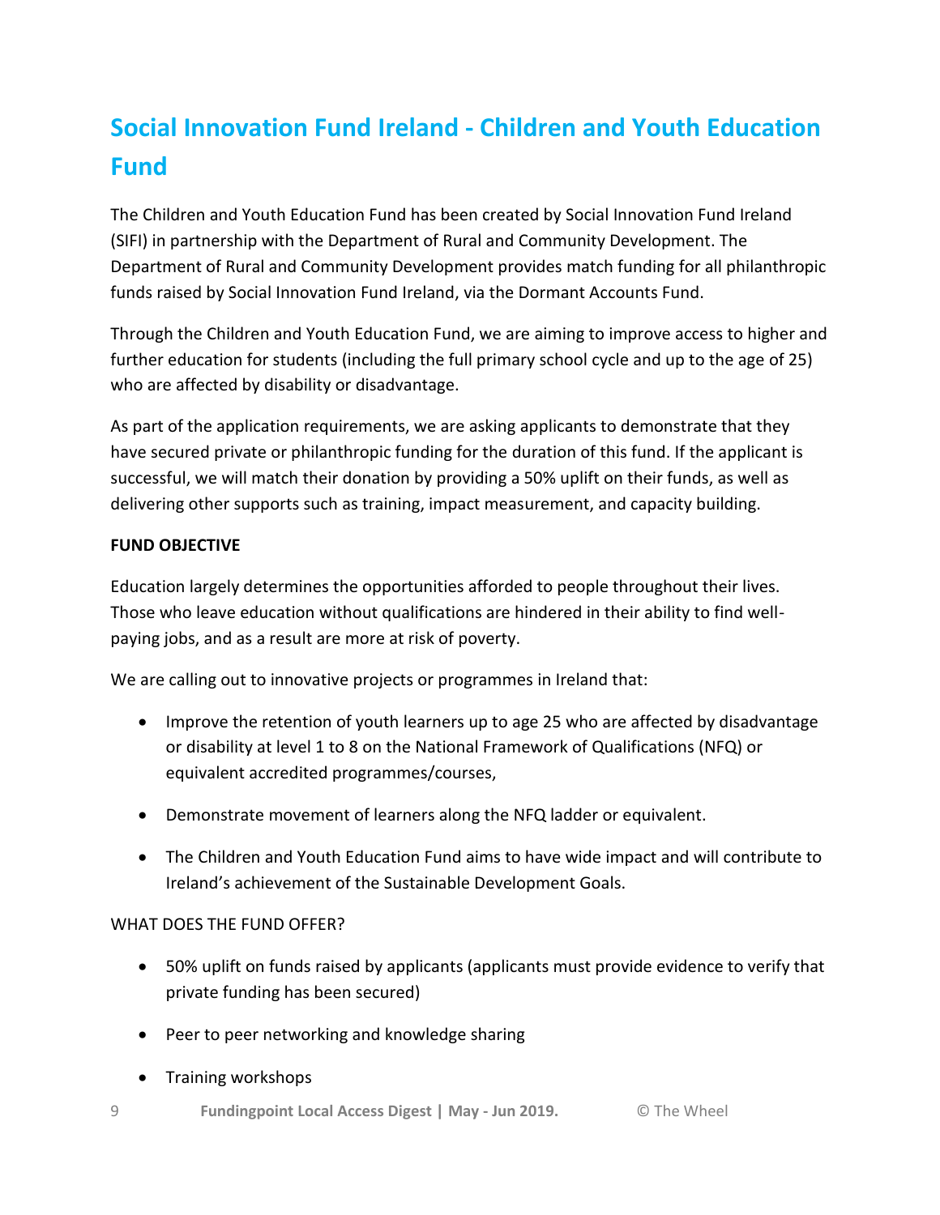# Social Innovation Fund Ireland - Children and Youth Education Fund

The Children and Youth Education Fund has been created by Social Innovation Fund Ireland (SIFI) in partnership with the Department of Rural and Community Development. The Department of Rural and Community Development provides match funding for all philanthropic funds raised by Social Innovation Fund Ireland, via the Dormant Accounts Fund.

Through the Children and Youth Education Fund, we are aiming to improve access to higher and further education for students (including the full primary school cycle and up to the age of 25) who are affected by disability or disadvantage.

As part of the application requirements, we are asking applicants to demonstrate that they have secured private or philanthropic funding for the duration of this fund. If the applicant is successful, we will match their donation by providing a 50% uplift on their funds, as well as delivering other supports such as training, impact measurement, and capacity building.

**FUND OBJECTIVE**

Education largely determines the opportunities afforded to people throughout their lives. Those who leave education without qualifications are hindered in their ability to find well-paying jobs, and as a result are more at risk of poverty.

We are calling out to innovative projects or programmes in Ireland that:

- Improve the retention of youth learners up to age 25 who are affected by disadvantage or disability at level 1 to 8 on the National Framework of Qualifications (NFQ) or equivalent accredited programmes/courses,
- Demonstrate movement of learners along the NFQ ladder or equivalent.
- The Children and Youth Education Fund aims to have wide impact and will contribute to Ireland's achievement of the Sustainable Development Goals.

WHAT DOES THE FUND OFFER?

- 50% uplift on funds raised by applicants (applicants must provide evidence to verify that private funding has been secured)
- Peer to peer networking and knowledge sharing
- Training workshops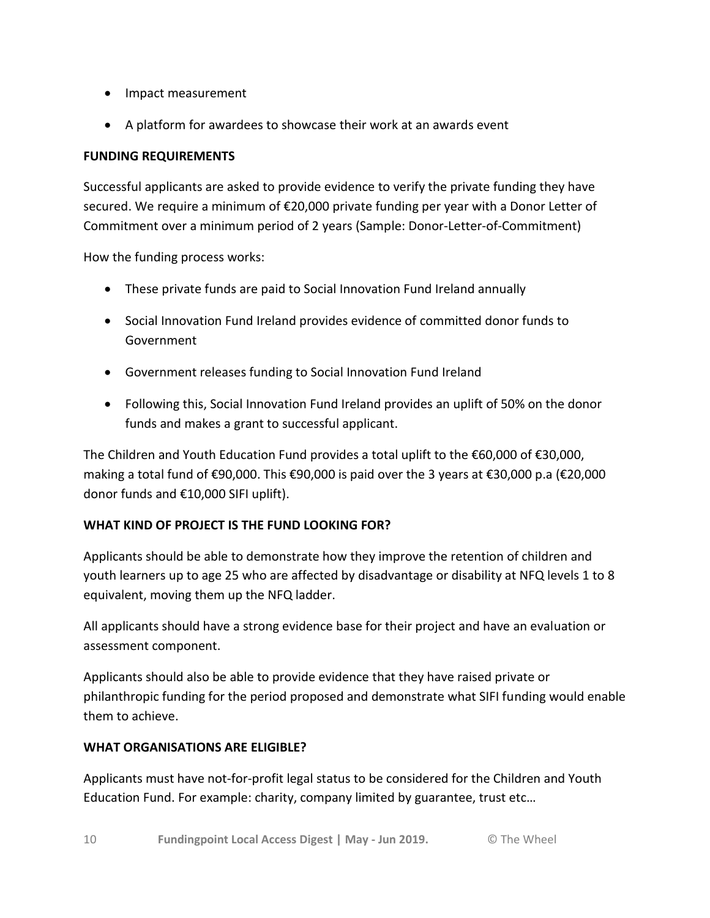- Impact measurement
- A platform for awardees to showcase their work at an awards event

**FUNDING REQUIREMENTS**

Successful applicants are asked to provide evidence to verify the private funding they have secured. We require a minimum of €20,000 private funding per year with a Donor Letter of Commitment over a minimum period of 2 years (Sample: Donor-Letter-of-Commitment)

How the funding process works:

- These private funds are paid to Social Innovation Fund Ireland annually
- Social Innovation Fund Ireland provides evidence of committed donor funds to Government
- Government releases funding to Social Innovation Fund Ireland
- Following this, Social Innovation Fund Ireland provides an uplift of 50% on the donor funds and makes a grant to successful applicant.

The Children and Youth Education Fund provides a total uplift to the €60,000 of €30,000, making a total fund of €90,000. This €90,000 is paid over the 3 years at €30,000 p.a (€20,000 donor funds and €10,000 SIFI uplift).

**WHAT KIND OF PROJECT IS THE FUND LOOKING FOR?**

Applicants should be able to demonstrate how they improve the retention of children and youth learners up to age 25 who are affected by disadvantage or disability at NFQ levels 1 to 8 equivalent, moving them up the NFQ ladder.

All applicants should have a strong evidence base for their project and have an evaluation or assessment component.

Applicants should also be able to provide evidence that they have raised private or philanthropic funding for the period proposed and demonstrate what SIFI funding would enable them to achieve.

**WHAT ORGANISATIONS ARE ELIGIBLE?**

Applicants must have not-for-profit legal status to be considered for the Children and Youth Education Fund. For example: charity, company limited by guarantee, trust etc…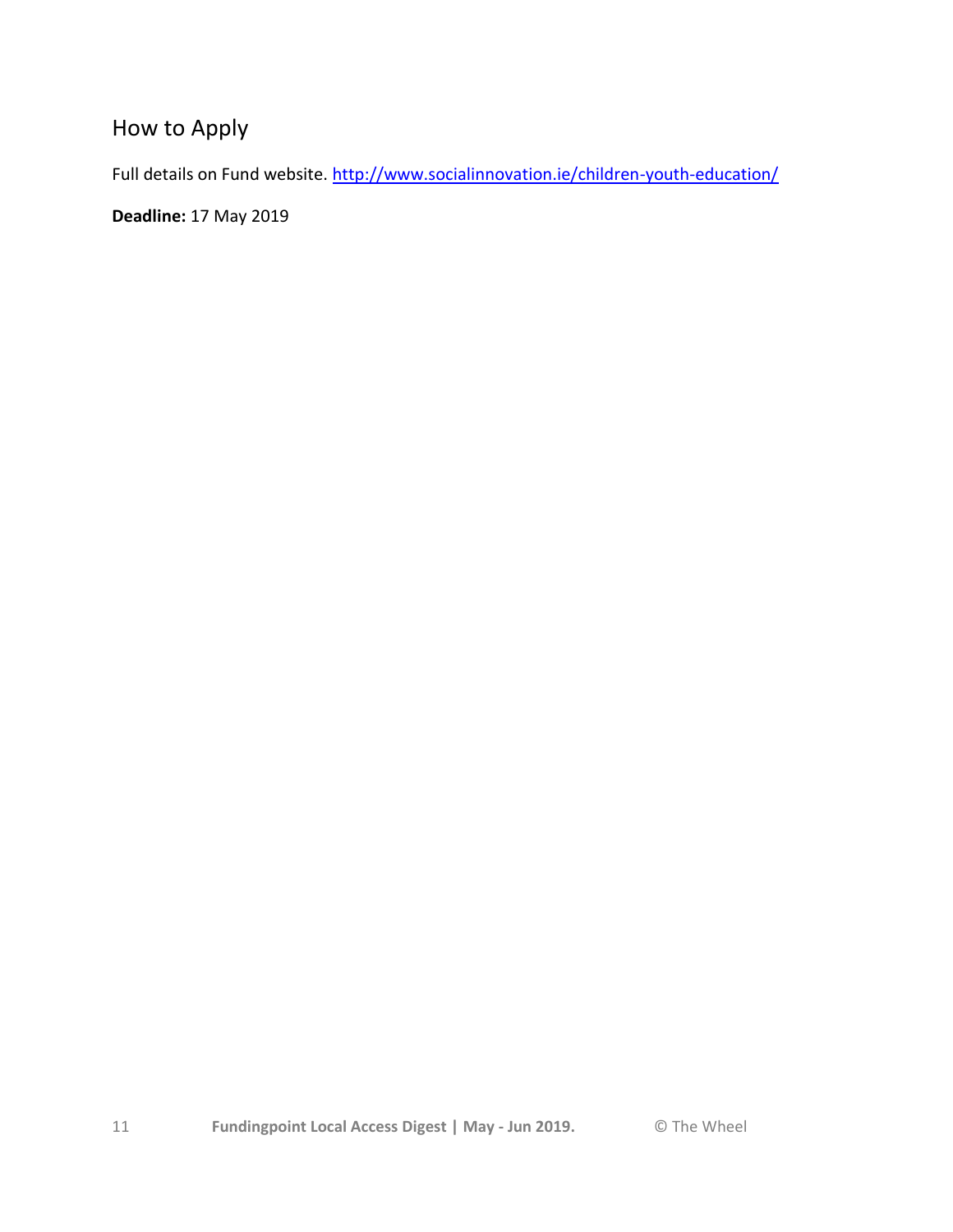## How to Apply

Full details on Fund website. [http://www.socialinnovation.ie/children-youth-education/](http://www.socialinnovation.ie/children-youth-education/)

**Deadline:** 17 May 2019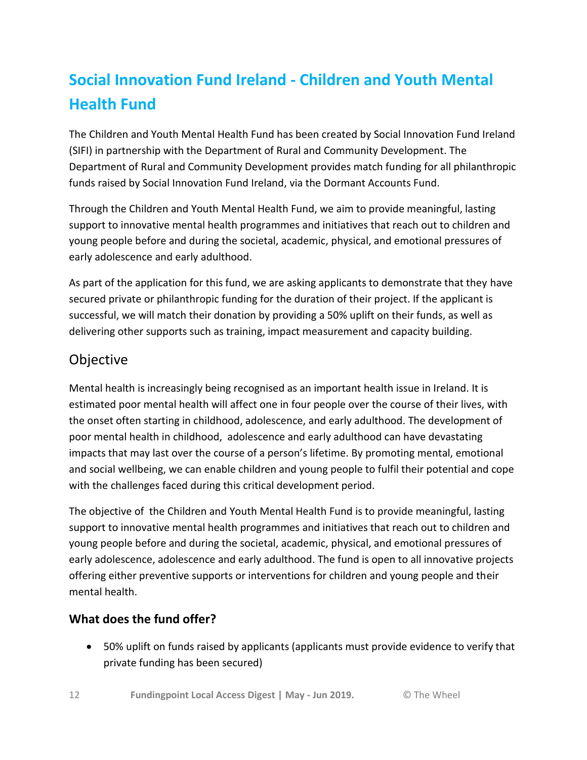## Social Innovation Fund Ireland - Children and Youth Mental Health Fund

The Children and Youth Mental Health Fund has been created by Social Innovation Fund Ireland (SIFI) in partnership with the Department of Rural and Community Development. The Department of Rural and Community Development provides match funding for all philanthropic funds raised by Social Innovation Fund Ireland, via the Dormant Accounts Fund.

Through the Children and Youth Mental Health Fund, we aim to provide meaningful, lasting support to innovative mental health programmes and initiatives that reach out to children and young people before and during the societal, academic, physical, and emotional pressures of early adolescence and early adulthood.

As part of the application for this fund, we are asking applicants to demonstrate that they have secured private or philanthropic funding for the duration of their project. If the applicant is successful, we will match their donation by providing a 50% uplift on their funds, as well as delivering other supports such as training, impact measurement and capacity building.

### Objective

Mental health is increasingly being recognised as an important health issue in Ireland. It is estimated poor mental health will affect one in four people over the course of their lives, with the onset often starting in childhood, adolescence, and early adulthood. The development of poor mental health in childhood, adolescence and early adulthood can have devastating impacts that may last over the course of a person's lifetime. By promoting mental, emotional and social wellbeing, we can enable children and young people to fulfil their potential and cope with the challenges faced during this critical development period.

The objective of the Children and Youth Mental Health Fund is to provide meaningful, lasting support to innovative mental health programmes and initiatives that reach out to children and young people before and during the societal, academic, physical, and emotional pressures of early adolescence, adolescence and early adulthood. The fund is open to all innovative projects offering either preventive supports or interventions for children and young people and their mental health.

#### What does the fund offer?

- 50% uplift on funds raised by applicants (applicants must provide evidence to verify that private funding has been secured)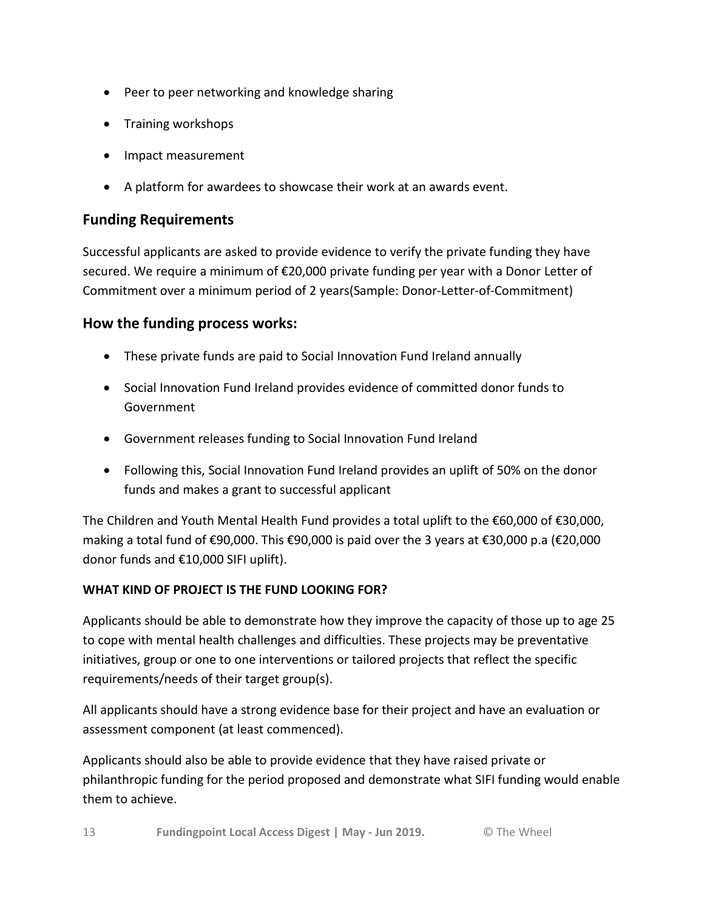- Peer to peer networking and knowledge sharing
- Training workshops
- Impact measurement
- A platform for awardees to showcase their work at an awards event.

## Funding Requirements

Successful applicants are asked to provide evidence to verify the private funding they have secured. We require a minimum of €20,000 private funding per year with a Donor Letter of Commitment over a minimum period of 2 years(Sample: Donor-Letter-of-Commitment)

## How the funding process works:

- These private funds are paid to Social Innovation Fund Ireland annually
- Social Innovation Fund Ireland provides evidence of committed donor funds to Government
- Government releases funding to Social Innovation Fund Ireland
- Following this, Social Innovation Fund Ireland provides an uplift of 50% on the donor funds and makes a grant to successful applicant

The Children and Youth Mental Health Fund provides a total uplift to the €60,000 of €30,000, making a total fund of €90,000. This €90,000 is paid over the 3 years at €30,000 p.a (€20,000 donor funds and €10,000 SIFI uplift).

**WHAT KIND OF PROJECT IS THE FUND LOOKING FOR?**

Applicants should be able to demonstrate how they improve the capacity of those up to age 25 to cope with mental health challenges and difficulties. These projects may be preventative initiatives, group or one to one interventions or tailored projects that reflect the specific requirements/needs of their target group(s).

All applicants should have a strong evidence base for their project and have an evaluation or assessment component (at least commenced).

Applicants should also be able to provide evidence that they have raised private or philanthropic funding for the period proposed and demonstrate what SIFI funding would enable them to achieve.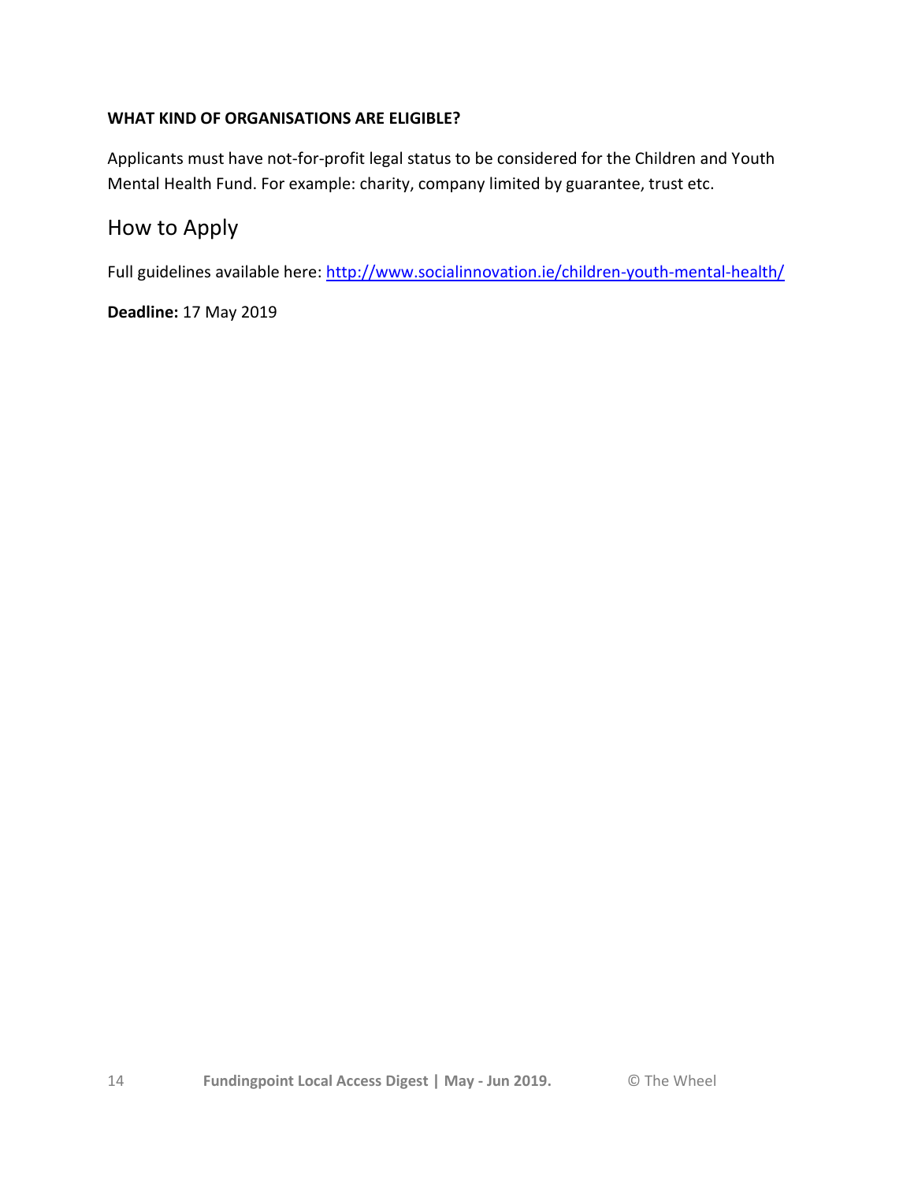**WHAT KIND OF ORGANISATIONS ARE ELIGIBLE?**

Applicants must have not-for-profit legal status to be considered for the Children and Youth Mental Health Fund. For example: charity, company limited by guarantee, trust etc.

## How to Apply

Full guidelines available here: http://www.socialinnovation.ie/children-youth-mental-health/

**Deadline:** 17 May 2019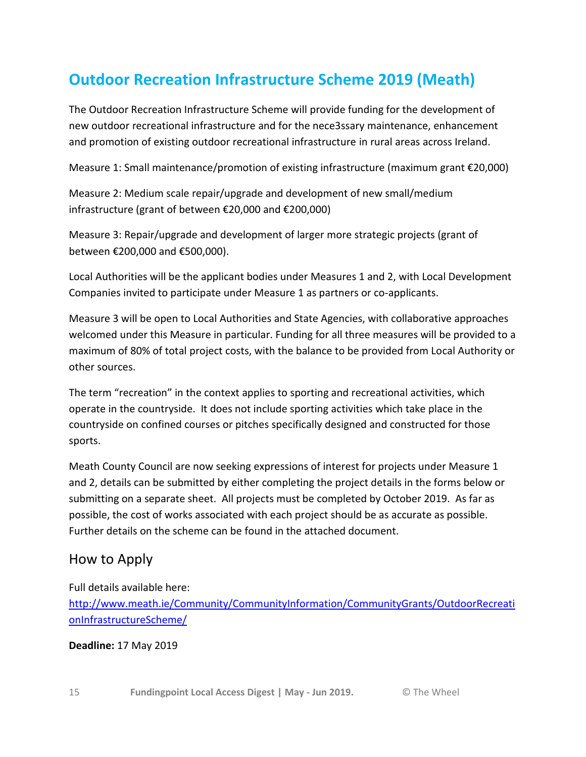## Outdoor Recreation Infrastructure Scheme 2019 (Meath)

The Outdoor Recreation Infrastructure Scheme will provide funding for the development of new outdoor recreational infrastructure and for the nece3ssary maintenance, enhancement and promotion of existing outdoor recreational infrastructure in rural areas across Ireland.

Measure 1: Small maintenance/promotion of existing infrastructure (maximum grant €20,000)

Measure 2: Medium scale repair/upgrade and development of new small/medium infrastructure (grant of between €20,000 and €200,000)

Measure 3: Repair/upgrade and development of larger more strategic projects (grant of between €200,000 and €500,000).

Local Authorities will be the applicant bodies under Measures 1 and 2, with Local Development Companies invited to participate under Measure 1 as partners or co-applicants.

Measure 3 will be open to Local Authorities and State Agencies, with collaborative approaches welcomed under this Measure in particular. Funding for all three measures will be provided to a maximum of 80% of total project costs, with the balance to be provided from Local Authority or other sources.

The term "recreation" in the context applies to sporting and recreational activities, which operate in the countryside. It does not include sporting activities which take place in the countryside on confined courses or pitches specifically designed and constructed for those sports.

Meath County Council are now seeking expressions of interest for projects under Measure 1 and 2, details can be submitted by either completing the project details in the forms below or submitting on a separate sheet. All projects must be completed by October 2019. As far as possible, the cost of works associated with each project should be as accurate as possible. Further details on the scheme can be found in the attached document.

### How to Apply

Full details available here:
http://www.meath.ie/Community/CommunityInformation/CommunityGrants/OutdoorRecreationInfrastructureScheme/

**Deadline:** 17 May 2019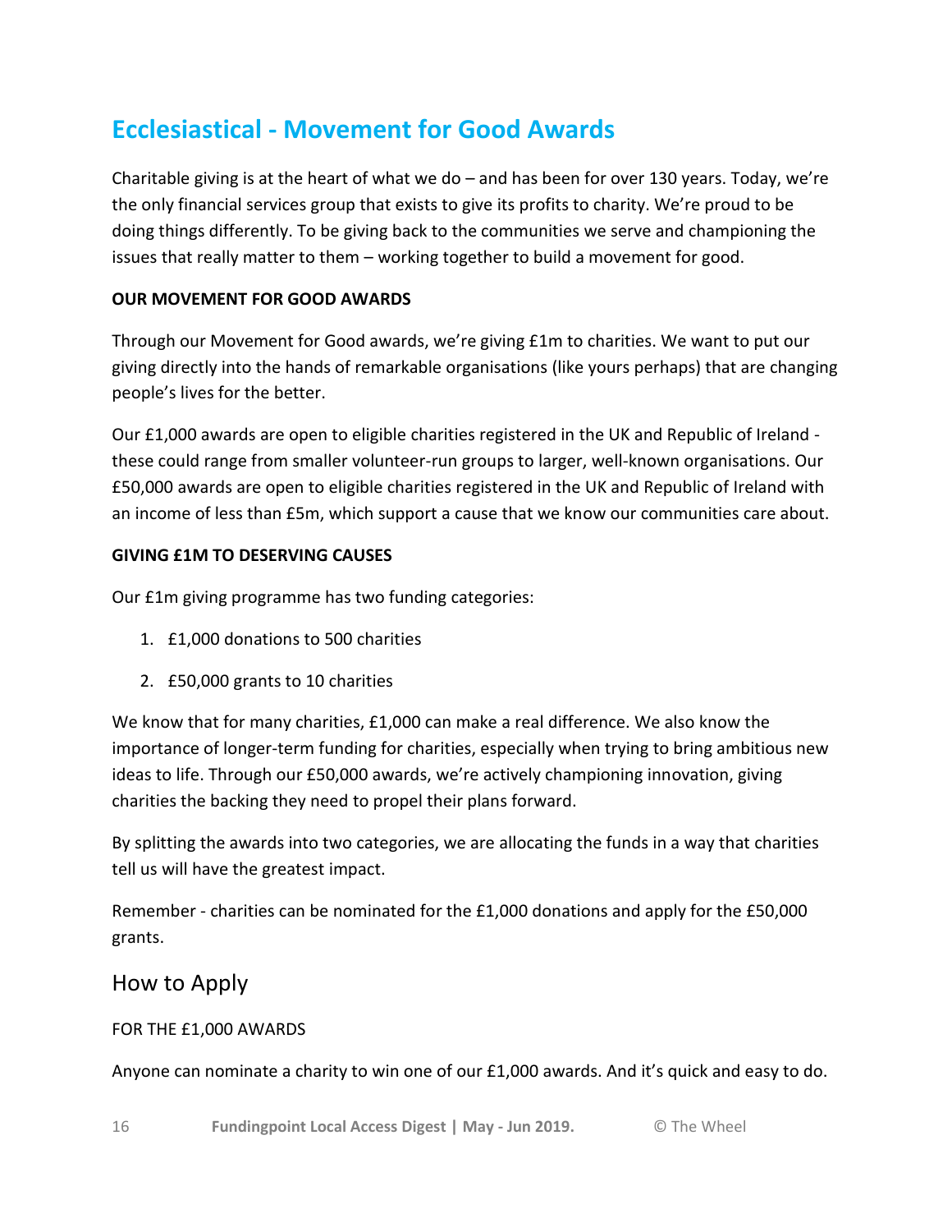# Ecclesiastical - Movement for Good Awards

Charitable giving is at the heart of what we do – and has been for over 130 years. Today, we're the only financial services group that exists to give its profits to charity. We're proud to be doing things differently. To be giving back to the communities we serve and championing the issues that really matter to them – working together to build a movement for good.

**OUR MOVEMENT FOR GOOD AWARDS**

Through our Movement for Good awards, we're giving £1m to charities. We want to put our giving directly into the hands of remarkable organisations (like yours perhaps) that are changing people's lives for the better.

Our £1,000 awards are open to eligible charities registered in the UK and Republic of Ireland - these could range from smaller volunteer-run groups to larger, well-known organisations. Our £50,000 awards are open to eligible charities registered in the UK and Republic of Ireland with an income of less than £5m, which support a cause that we know our communities care about.

**GIVING £1M TO DESERVING CAUSES**

Our £1m giving programme has two funding categories:

1. £1,000 donations to 500 charities
2. £50,000 grants to 10 charities

We know that for many charities, £1,000 can make a real difference. We also know the importance of longer-term funding for charities, especially when trying to bring ambitious new ideas to life. Through our £50,000 awards, we're actively championing innovation, giving charities the backing they need to propel their plans forward.

By splitting the awards into two categories, we are allocating the funds in a way that charities tell us will have the greatest impact.

Remember - charities can be nominated for the £1,000 donations and apply for the £50,000 grants.

## How to Apply

FOR THE £1,000 AWARDS

Anyone can nominate a charity to win one of our £1,000 awards. And it's quick and easy to do.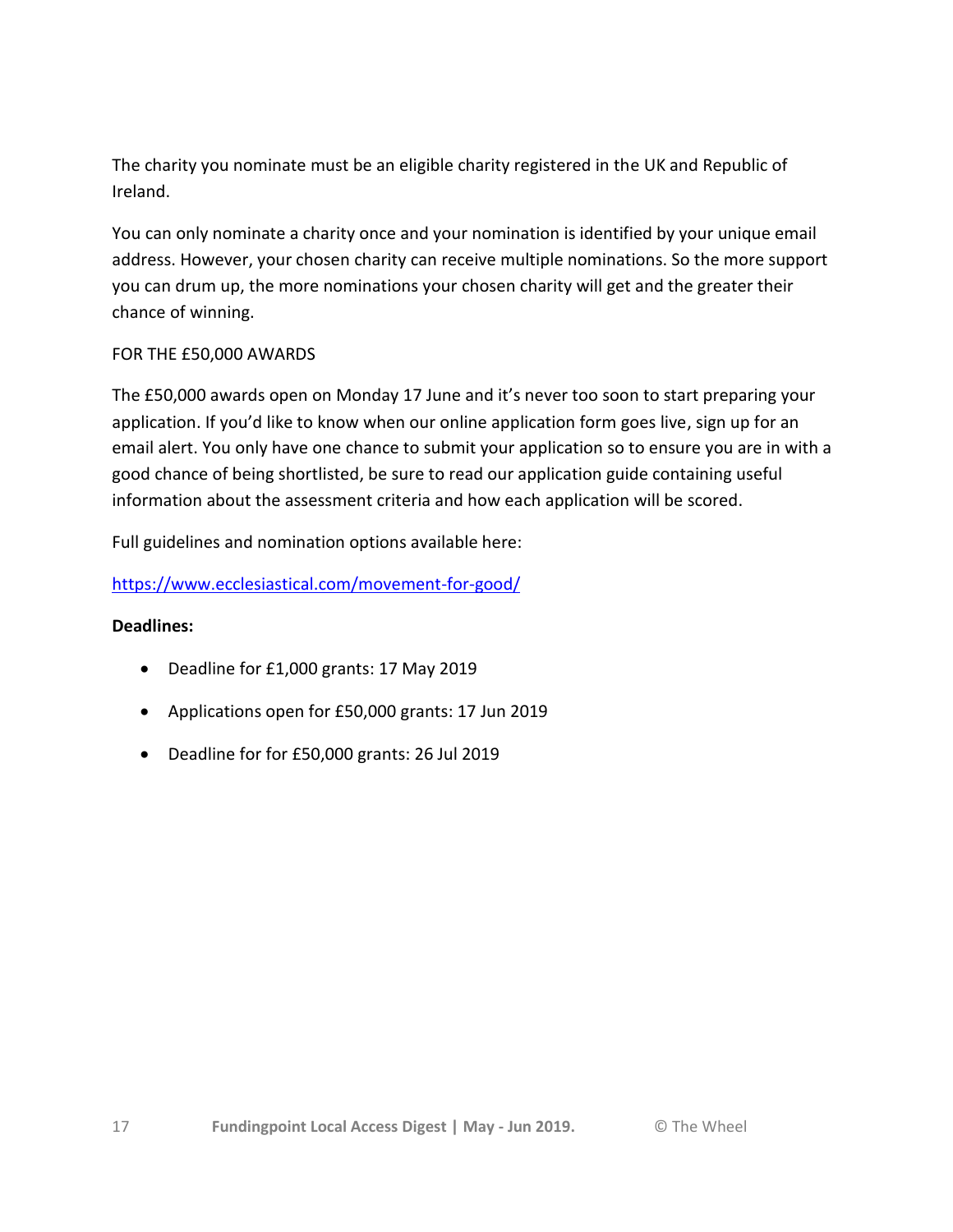The charity you nominate must be an eligible charity registered in the UK and Republic of Ireland.

You can only nominate a charity once and your nomination is identified by your unique email address. However, your chosen charity can receive multiple nominations. So the more support you can drum up, the more nominations your chosen charity will get and the greater their chance of winning.

FOR THE £50,000 AWARDS

The £50,000 awards open on Monday 17 June and it's never too soon to start preparing your application. If you'd like to know when our online application form goes live, sign up for an email alert. You only have one chance to submit your application so to ensure you are in with a good chance of being shortlisted, be sure to read our application guide containing useful information about the assessment criteria and how each application will be scored.

Full guidelines and nomination options available here:

https://www.ecclesiastical.com/movement-for-good/

**Deadlines:**

- Deadline for £1,000 grants: 17 May 2019
- Applications open for £50,000 grants: 17 Jun 2019
- Deadline for for £50,000 grants: 26 Jul 2019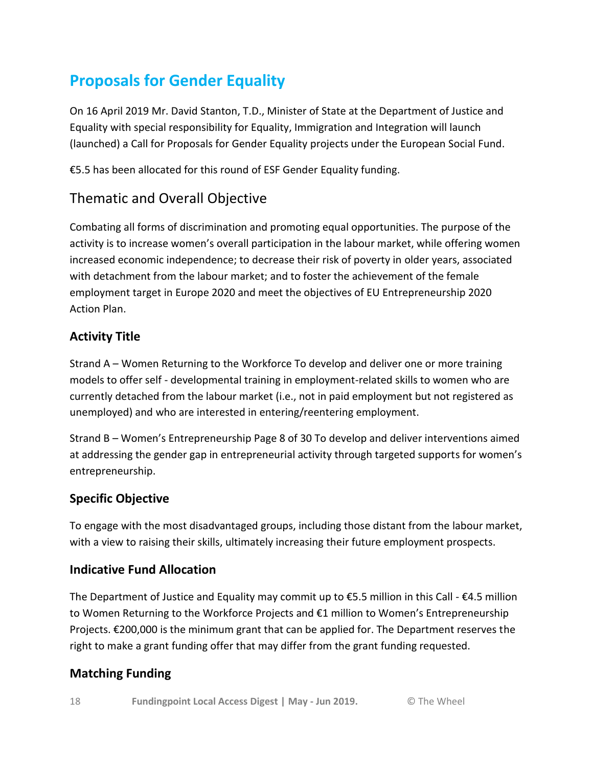# Proposals for Gender Equality

On 16 April 2019 Mr. David Stanton, T.D., Minister of State at the Department of Justice and Equality with special responsibility for Equality, Immigration and Integration will launch (launched) a Call for Proposals for Gender Equality projects under the European Social Fund.

€5.5 has been allocated for this round of ESF Gender Equality funding.

## Thematic and Overall Objective

Combating all forms of discrimination and promoting equal opportunities. The purpose of the activity is to increase women's overall participation in the labour market, while offering women increased economic independence; to decrease their risk of poverty in older years, associated with detachment from the labour market; and to foster the achievement of the female employment target in Europe 2020 and meet the objectives of EU Entrepreneurship 2020 Action Plan.

### Activity Title

Strand A – Women Returning to the Workforce To develop and deliver one or more training models to offer self - developmental training in employment-related skills to women who are currently detached from the labour market (i.e., not in paid employment but not registered as unemployed) and who are interested in entering/reentering employment.

Strand B – Women's Entrepreneurship Page 8 of 30 To develop and deliver interventions aimed at addressing the gender gap in entrepreneurial activity through targeted supports for women's entrepreneurship.

### Specific Objective

To engage with the most disadvantaged groups, including those distant from the labour market, with a view to raising their skills, ultimately increasing their future employment prospects.

### Indicative Fund Allocation

The Department of Justice and Equality may commit up to €5.5 million in this Call - €4.5 million to Women Returning to the Workforce Projects and €1 million to Women's Entrepreneurship Projects. €200,000 is the minimum grant that can be applied for. The Department reserves the right to make a grant funding offer that may differ from the grant funding requested.

### Matching Funding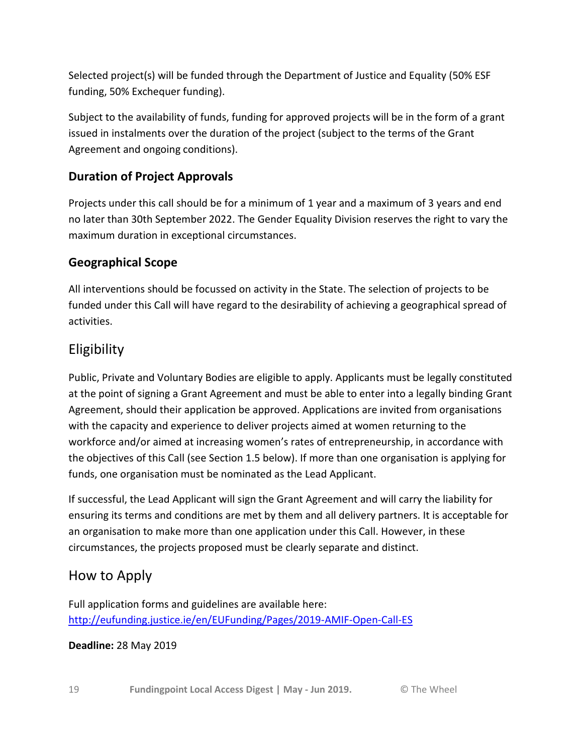Selected project(s) will be funded through the Department of Justice and Equality (50% ESF funding, 50% Exchequer funding).

Subject to the availability of funds, funding for approved projects will be in the form of a grant issued in instalments over the duration of the project (subject to the terms of the Grant Agreement and ongoing conditions).

### Duration of Project Approvals

Projects under this call should be for a minimum of 1 year and a maximum of 3 years and end no later than 30th September 2022. The Gender Equality Division reserves the right to vary the maximum duration in exceptional circumstances.

### Geographical Scope

All interventions should be focussed on activity in the State. The selection of projects to be funded under this Call will have regard to the desirability of achieving a geographical spread of activities.

## Eligibility

Public, Private and Voluntary Bodies are eligible to apply. Applicants must be legally constituted at the point of signing a Grant Agreement and must be able to enter into a legally binding Grant Agreement, should their application be approved. Applications are invited from organisations with the capacity and experience to deliver projects aimed at women returning to the workforce and/or aimed at increasing women's rates of entrepreneurship, in accordance with the objectives of this Call (see Section 1.5 below). If more than one organisation is applying for funds, one organisation must be nominated as the Lead Applicant.

If successful, the Lead Applicant will sign the Grant Agreement and will carry the liability for ensuring its terms and conditions are met by them and all delivery partners. It is acceptable for an organisation to make more than one application under this Call. However, in these circumstances, the projects proposed must be clearly separate and distinct.

## How to Apply

Full application forms and guidelines are available here:
[http://eufunding.justice.ie/en/EUFunding/Pages/2019-AMIF-Open-Call-ES](http://eufunding.justice.ie/en/EUFunding/Pages/2019-AMIF-Open-Call-ES)

**Deadline:** 28 May 2019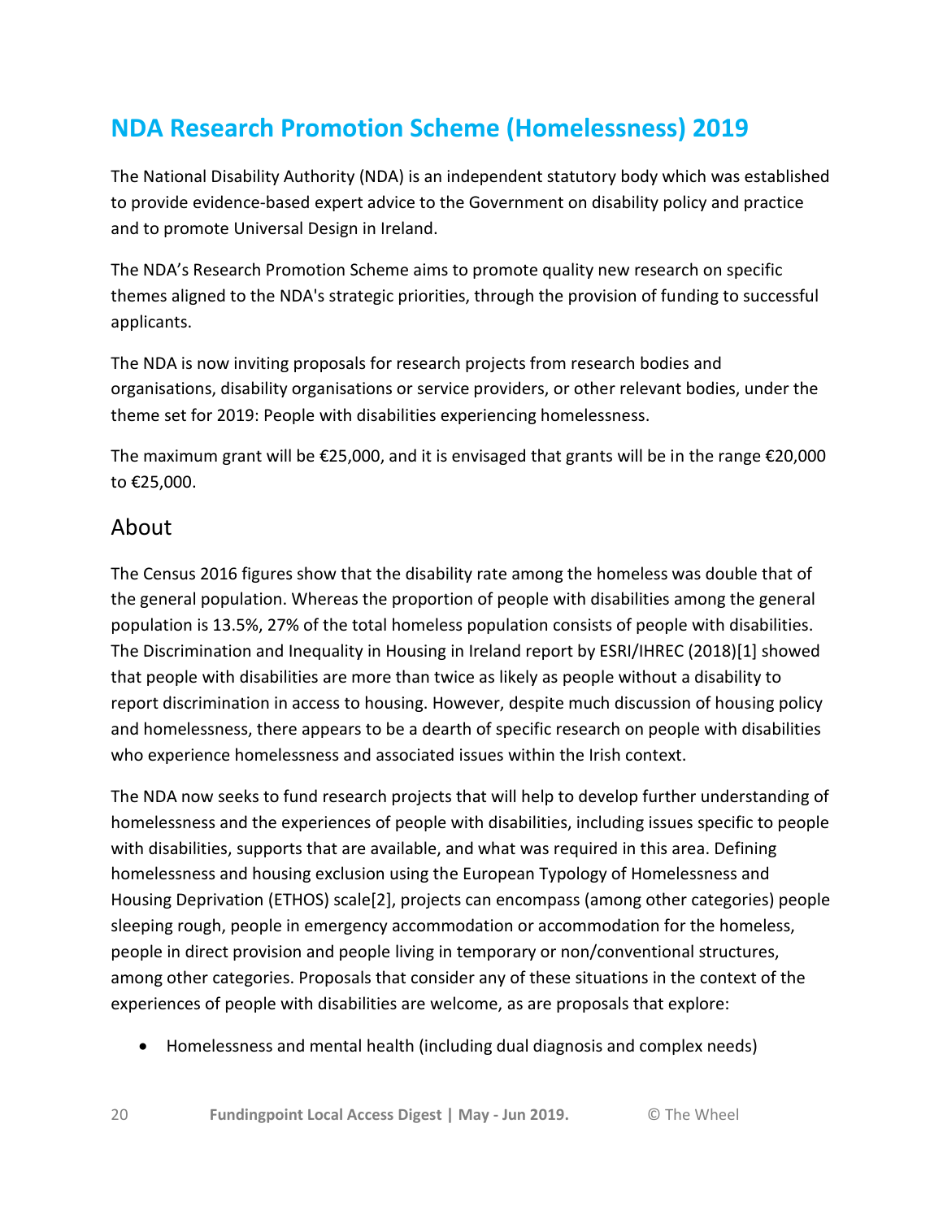# NDA Research Promotion Scheme (Homelessness) 2019

The National Disability Authority (NDA) is an independent statutory body which was established to provide evidence-based expert advice to the Government on disability policy and practice and to promote Universal Design in Ireland.

The NDA's Research Promotion Scheme aims to promote quality new research on specific themes aligned to the NDA's strategic priorities, through the provision of funding to successful applicants.

The NDA is now inviting proposals for research projects from research bodies and organisations, disability organisations or service providers, or other relevant bodies, under the theme set for 2019: People with disabilities experiencing homelessness.

The maximum grant will be €25,000, and it is envisaged that grants will be in the range €20,000 to €25,000.

## About

The Census 2016 figures show that the disability rate among the homeless was double that of the general population. Whereas the proportion of people with disabilities among the general population is 13.5%, 27% of the total homeless population consists of people with disabilities. The Discrimination and Inequality in Housing in Ireland report by ESRI/IHREC (2018)[1] showed that people with disabilities are more than twice as likely as people without a disability to report discrimination in access to housing. However, despite much discussion of housing policy and homelessness, there appears to be a dearth of specific research on people with disabilities who experience homelessness and associated issues within the Irish context.

The NDA now seeks to fund research projects that will help to develop further understanding of homelessness and the experiences of people with disabilities, including issues specific to people with disabilities, supports that are available, and what was required in this area. Defining homelessness and housing exclusion using the European Typology of Homelessness and Housing Deprivation (ETHOS) scale[2], projects can encompass (among other categories) people sleeping rough, people in emergency accommodation or accommodation for the homeless, people in direct provision and people living in temporary or non/conventional structures, among other categories. Proposals that consider any of these situations in the context of the experiences of people with disabilities are welcome, as are proposals that explore:

- Homelessness and mental health (including dual diagnosis and complex needs)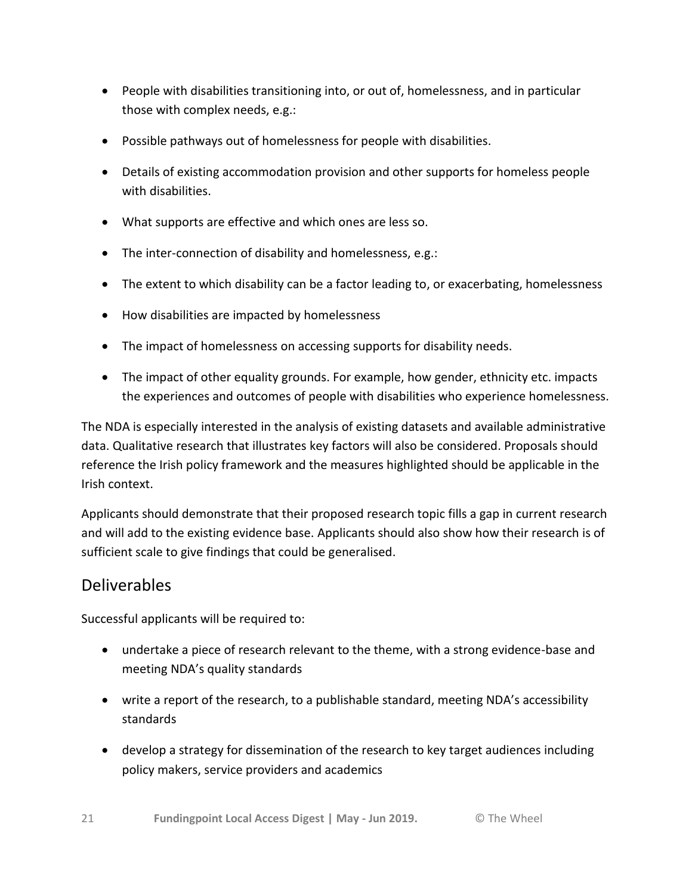- People with disabilities transitioning into, or out of, homelessness, and in particular those with complex needs, e.g.:
- Possible pathways out of homelessness for people with disabilities.
- Details of existing accommodation provision and other supports for homeless people with disabilities.
- What supports are effective and which ones are less so.
- The inter-connection of disability and homelessness, e.g.:
- The extent to which disability can be a factor leading to, or exacerbating, homelessness
- How disabilities are impacted by homelessness
- The impact of homelessness on accessing supports for disability needs.
- The impact of other equality grounds. For example, how gender, ethnicity etc. impacts the experiences and outcomes of people with disabilities who experience homelessness.

The NDA is especially interested in the analysis of existing datasets and available administrative data. Qualitative research that illustrates key factors will also be considered. Proposals should reference the Irish policy framework and the measures highlighted should be applicable in the Irish context.

Applicants should demonstrate that their proposed research topic fills a gap in current research and will add to the existing evidence base. Applicants should also show how their research is of sufficient scale to give findings that could be generalised.

## Deliverables

Successful applicants will be required to:

- undertake a piece of research relevant to the theme, with a strong evidence-base and meeting NDA's quality standards
- write a report of the research, to a publishable standard, meeting NDA's accessibility standards
- develop a strategy for dissemination of the research to key target audiences including policy makers, service providers and academics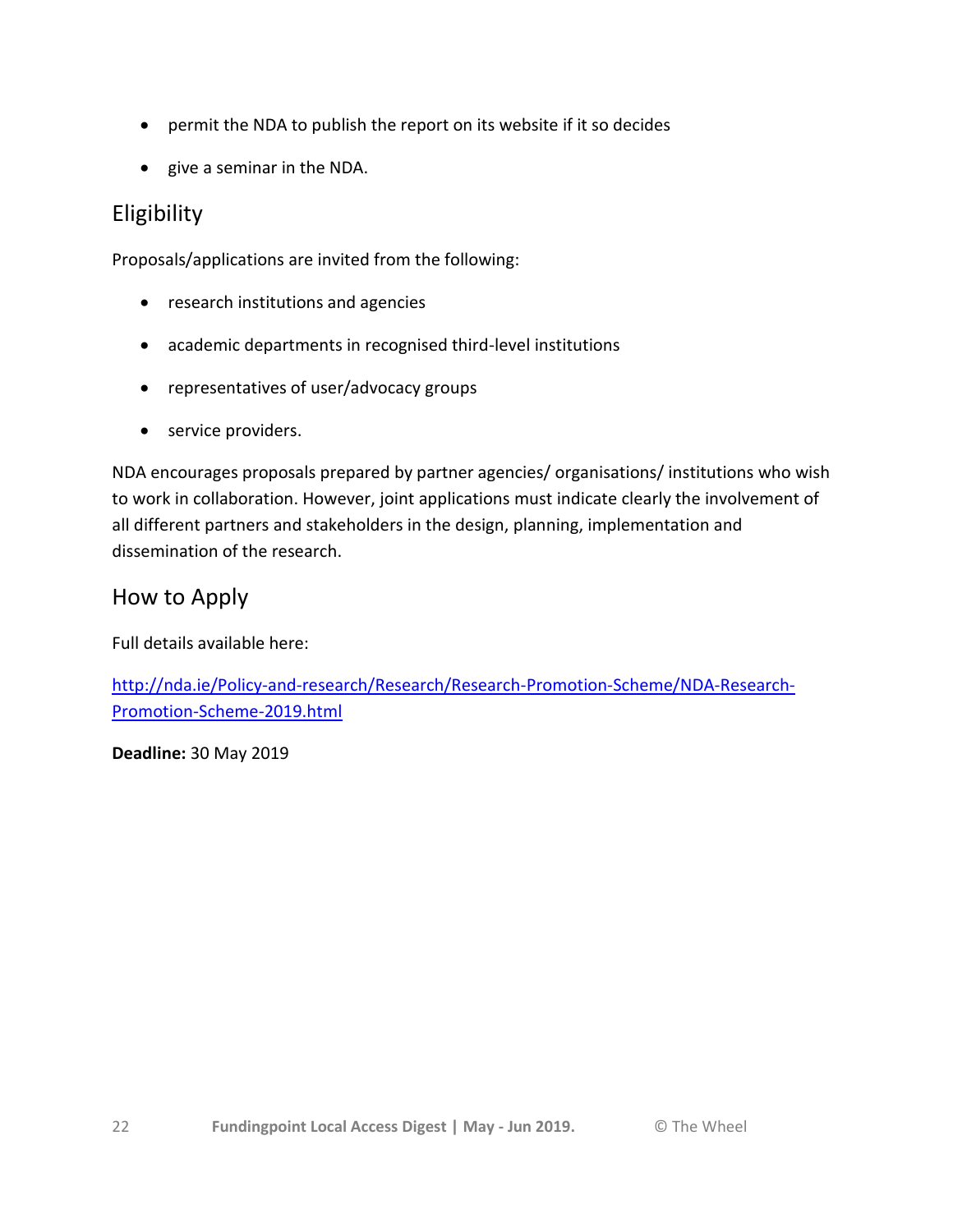- permit the NDA to publish the report on its website if it so decides
- give a seminar in the NDA.

## Eligibility

Proposals/applications are invited from the following:

- research institutions and agencies
- academic departments in recognised third-level institutions
- representatives of user/advocacy groups
- service providers.

NDA encourages proposals prepared by partner agencies/ organisations/ institutions who wish to work in collaboration. However, joint applications must indicate clearly the involvement of all different partners and stakeholders in the design, planning, implementation and dissemination of the research.

## How to Apply

Full details available here:

[http://nda.ie/Policy-and-research/Research/Research-Promotion-Scheme/NDA-Research-Promotion-Scheme-2019.html](http://nda.ie/Policy-and-research/Research/Research-Promotion-Scheme/NDA-Research-Promotion-Scheme-2019.html)

**Deadline:** 30 May 2019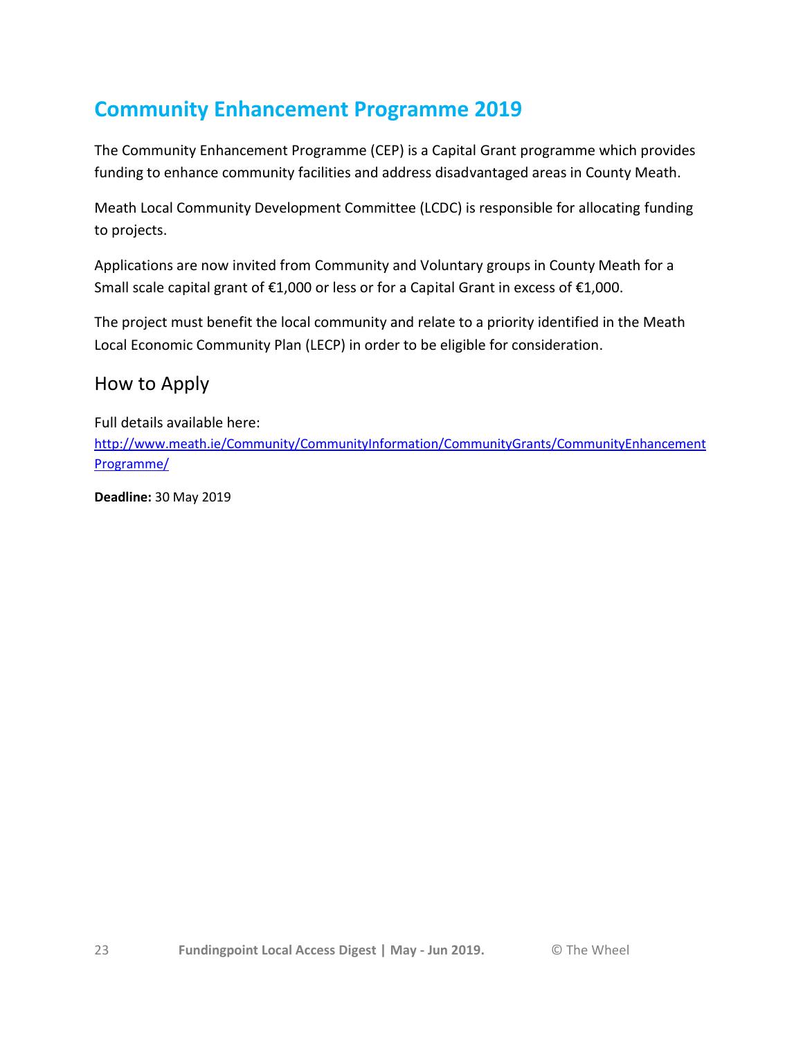## Community Enhancement Programme 2019

The Community Enhancement Programme (CEP) is a Capital Grant programme which provides funding to enhance community facilities and address disadvantaged areas in County Meath.

Meath Local Community Development Committee (LCDC) is responsible for allocating funding to projects.

Applications are now invited from Community and Voluntary groups in County Meath for a Small scale capital grant of €1,000 or less or for a Capital Grant in excess of €1,000.

The project must benefit the local community and relate to a priority identified in the Meath Local Economic Community Plan (LECP) in order to be eligible for consideration.

### How to Apply

Full details available here:
http://www.meath.ie/Community/CommunityInformation/CommunityGrants/CommunityEnhancementProgramme/

**Deadline:** 30 May 2019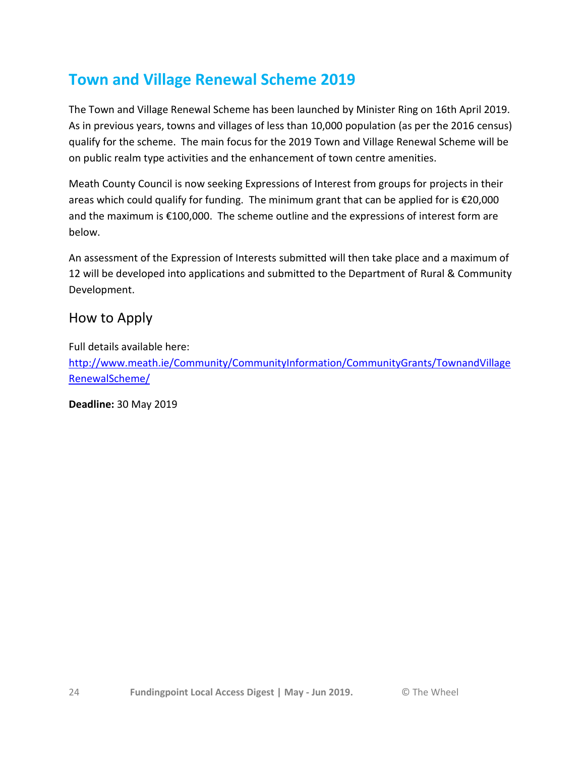## Town and Village Renewal Scheme 2019

The Town and Village Renewal Scheme has been launched by Minister Ring on 16th April 2019. As in previous years, towns and villages of less than 10,000 population (as per the 2016 census) qualify for the scheme. The main focus for the 2019 Town and Village Renewal Scheme will be on public realm type activities and the enhancement of town centre amenities.

Meath County Council is now seeking Expressions of Interest from groups for projects in their areas which could qualify for funding. The minimum grant that can be applied for is €20,000 and the maximum is €100,000. The scheme outline and the expressions of interest form are below.

An assessment of the Expression of Interests submitted will then take place and a maximum of 12 will be developed into applications and submitted to the Department of Rural & Community Development.

### How to Apply

Full details available here:
[http://www.meath.ie/Community/CommunityInformation/CommunityGrants/TownandVillageRenewalScheme/](http://www.meath.ie/Community/CommunityInformation/CommunityGrants/TownandVillageRenewalScheme/)

**Deadline:** 30 May 2019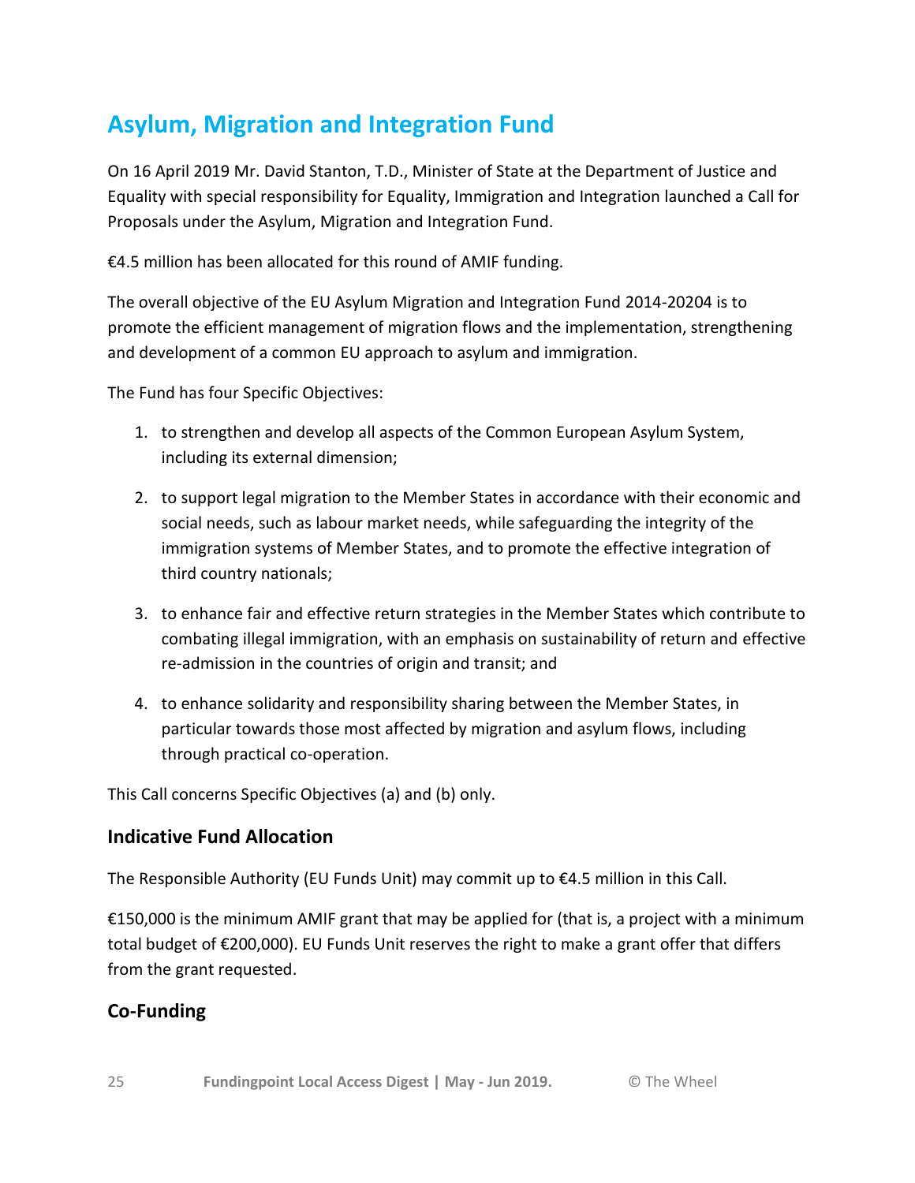## Asylum, Migration and Integration Fund

On 16 April 2019 Mr. David Stanton, T.D., Minister of State at the Department of Justice and Equality with special responsibility for Equality, Immigration and Integration launched a Call for Proposals under the Asylum, Migration and Integration Fund.

€4.5 million has been allocated for this round of AMIF funding.

The overall objective of the EU Asylum Migration and Integration Fund 2014-20204 is to promote the efficient management of migration flows and the implementation, strengthening and development of a common EU approach to asylum and immigration.

The Fund has four Specific Objectives:

1. to strengthen and develop all aspects of the Common European Asylum System, including its external dimension;
2. to support legal migration to the Member States in accordance with their economic and social needs, such as labour market needs, while safeguarding the integrity of the immigration systems of Member States, and to promote the effective integration of third country nationals;
3. to enhance fair and effective return strategies in the Member States which contribute to combating illegal immigration, with an emphasis on sustainability of return and effective re-admission in the countries of origin and transit; and
4. to enhance solidarity and responsibility sharing between the Member States, in particular towards those most affected by migration and asylum flows, including through practical co-operation.

This Call concerns Specific Objectives (a) and (b) only.

### Indicative Fund Allocation

The Responsible Authority (EU Funds Unit) may commit up to €4.5 million in this Call.

€150,000 is the minimum AMIF grant that may be applied for (that is, a project with a minimum total budget of €200,000). EU Funds Unit reserves the right to make a grant offer that differs from the grant requested.

### Co-Funding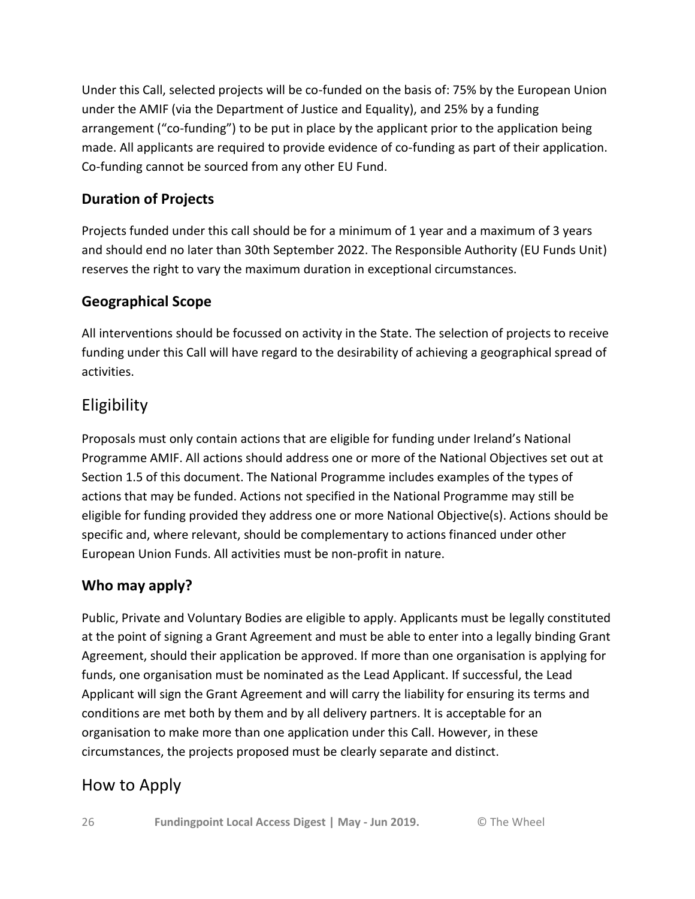Under this Call, selected projects will be co-funded on the basis of: 75% by the European Union under the AMIF (via the Department of Justice and Equality), and 25% by a funding arrangement ("co-funding") to be put in place by the applicant prior to the application being made. All applicants are required to provide evidence of co-funding as part of their application. Co-funding cannot be sourced from any other EU Fund.

### Duration of Projects

Projects funded under this call should be for a minimum of 1 year and a maximum of 3 years and should end no later than 30th September 2022. The Responsible Authority (EU Funds Unit) reserves the right to vary the maximum duration in exceptional circumstances.

### Geographical Scope

All interventions should be focussed on activity in the State. The selection of projects to receive funding under this Call will have regard to the desirability of achieving a geographical spread of activities.

## Eligibility

Proposals must only contain actions that are eligible for funding under Ireland's National Programme AMIF. All actions should address one or more of the National Objectives set out at Section 1.5 of this document. The National Programme includes examples of the types of actions that may be funded. Actions not specified in the National Programme may still be eligible for funding provided they address one or more National Objective(s). Actions should be specific and, where relevant, should be complementary to actions financed under other European Union Funds. All activities must be non-profit in nature.

### Who may apply?

Public, Private and Voluntary Bodies are eligible to apply. Applicants must be legally constituted at the point of signing a Grant Agreement and must be able to enter into a legally binding Grant Agreement, should their application be approved. If more than one organisation is applying for funds, one organisation must be nominated as the Lead Applicant. If successful, the Lead Applicant will sign the Grant Agreement and will carry the liability for ensuring its terms and conditions are met both by them and by all delivery partners. It is acceptable for an organisation to make more than one application under this Call. However, in these circumstances, the projects proposed must be clearly separate and distinct.

## How to Apply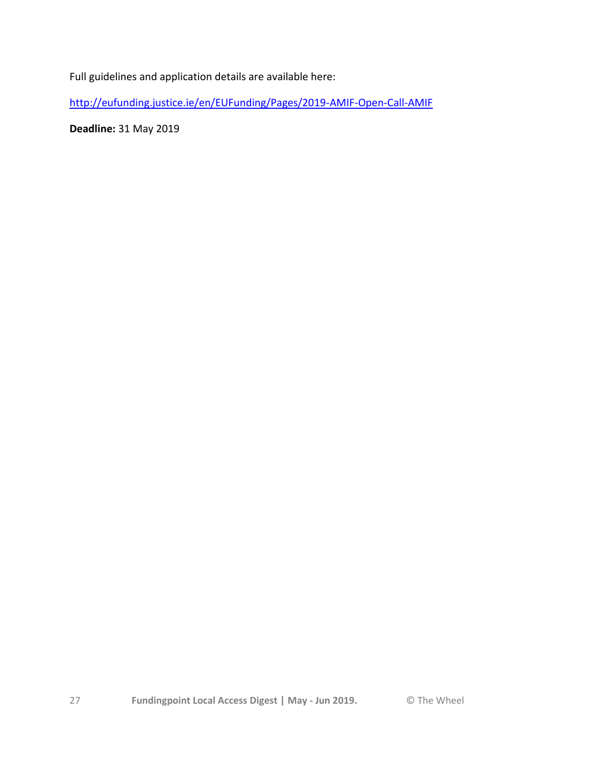Full guidelines and application details are available here:

http://eufunding.justice.ie/en/EUFunding/Pages/2019-AMIF-Open-Call-AMIF

**Deadline:** 31 May 2019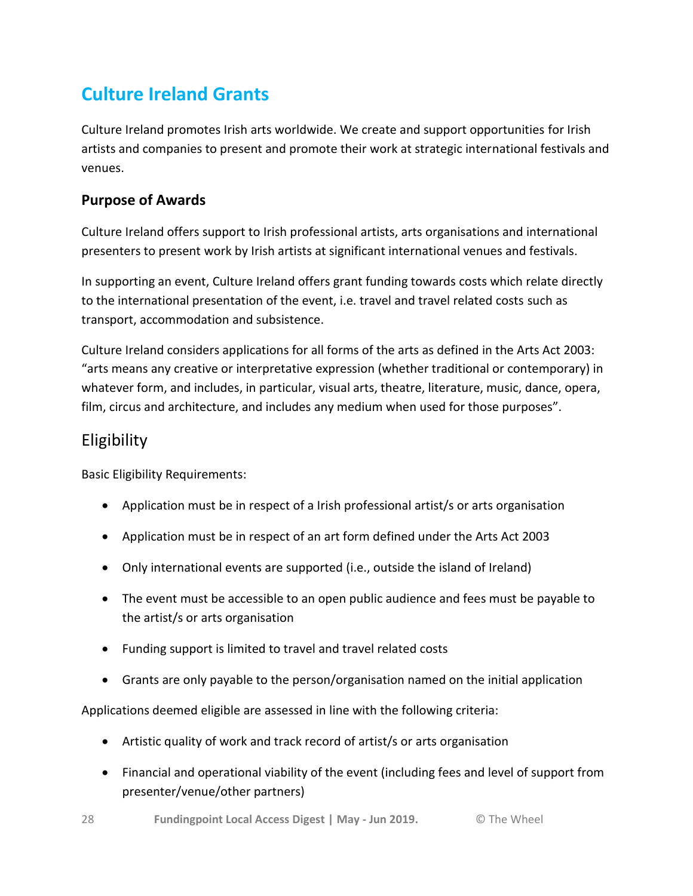# Culture Ireland Grants

Culture Ireland promotes Irish arts worldwide. We create and support opportunities for Irish artists and companies to present and promote their work at strategic international festivals and venues.

### Purpose of Awards

Culture Ireland offers support to Irish professional artists, arts organisations and international presenters to present work by Irish artists at significant international venues and festivals.

In supporting an event, Culture Ireland offers grant funding towards costs which relate directly to the international presentation of the event, i.e. travel and travel related costs such as transport, accommodation and subsistence.

Culture Ireland considers applications for all forms of the arts as defined in the Arts Act 2003: "arts means any creative or interpretative expression (whether traditional or contemporary) in whatever form, and includes, in particular, visual arts, theatre, literature, music, dance, opera, film, circus and architecture, and includes any medium when used for those purposes".

## Eligibility

Basic Eligibility Requirements:

- Application must be in respect of a Irish professional artist/s or arts organisation
- Application must be in respect of an art form defined under the Arts Act 2003
- Only international events are supported (i.e., outside the island of Ireland)
- The event must be accessible to an open public audience and fees must be payable to the artist/s or arts organisation
- Funding support is limited to travel and travel related costs
- Grants are only payable to the person/organisation named on the initial application

Applications deemed eligible are assessed in line with the following criteria:

- Artistic quality of work and track record of artist/s or arts organisation
- Financial and operational viability of the event (including fees and level of support from presenter/venue/other partners)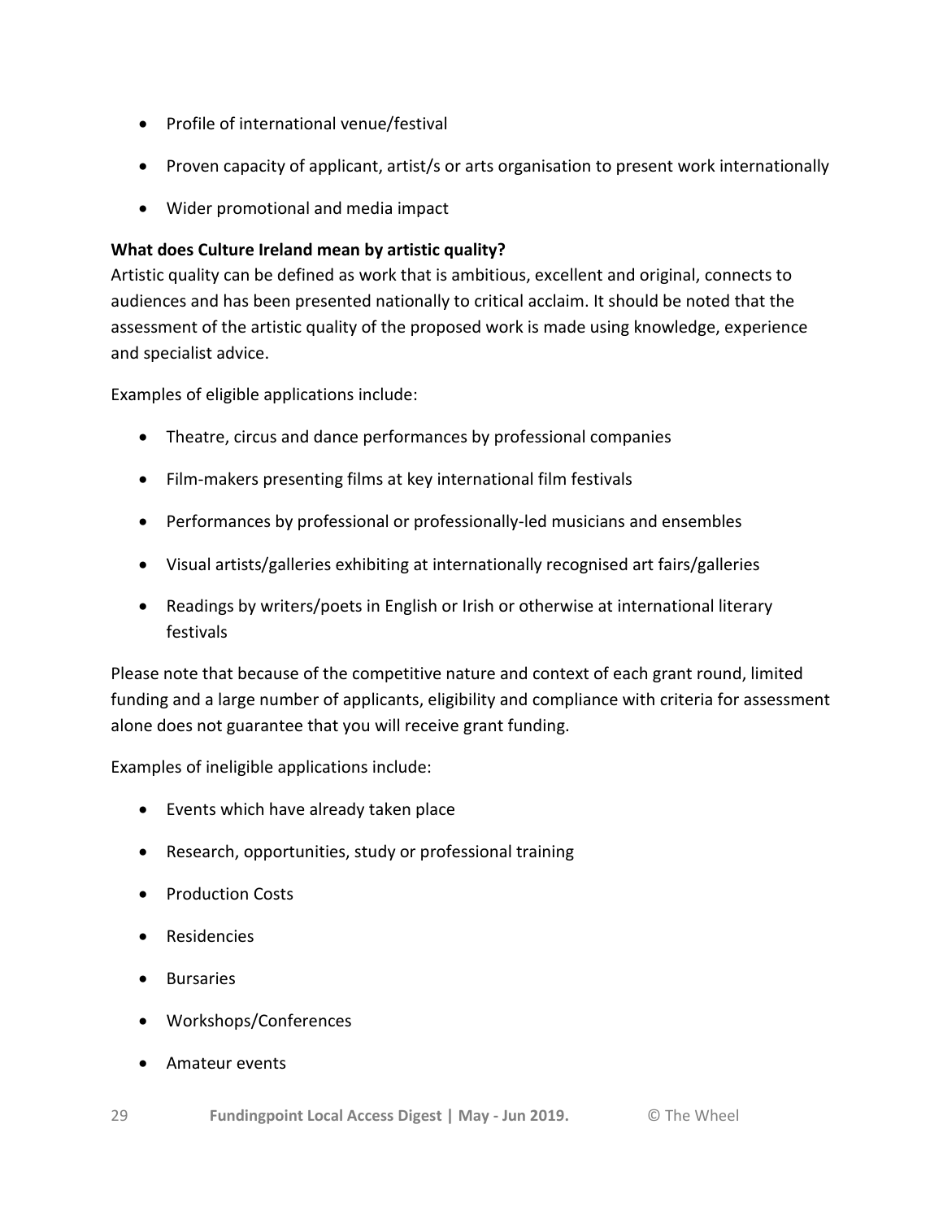- Profile of international venue/festival
- Proven capacity of applicant, artist/s or arts organisation to present work internationally
- Wider promotional and media impact

**What does Culture Ireland mean by artistic quality?**
Artistic quality can be defined as work that is ambitious, excellent and original, connects to audiences and has been presented nationally to critical acclaim. It should be noted that the assessment of the artistic quality of the proposed work is made using knowledge, experience and specialist advice.

Examples of eligible applications include:

- Theatre, circus and dance performances by professional companies
- Film-makers presenting films at key international film festivals
- Performances by professional or professionally-led musicians and ensembles
- Visual artists/galleries exhibiting at internationally recognised art fairs/galleries
- Readings by writers/poets in English or Irish or otherwise at international literary festivals

Please note that because of the competitive nature and context of each grant round, limited funding and a large number of applicants, eligibility and compliance with criteria for assessment alone does not guarantee that you will receive grant funding.

Examples of ineligible applications include:

- Events which have already taken place
- Research, opportunities, study or professional training
- Production Costs
- Residencies
- Bursaries
- Workshops/Conferences
- Amateur events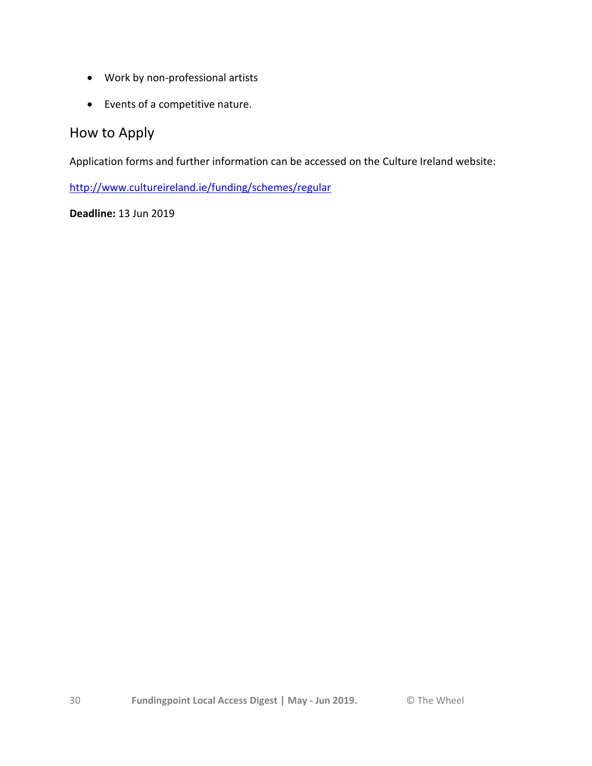- Work by non-professional artists
- Events of a competitive nature.

## How to Apply

Application forms and further information can be accessed on the Culture Ireland website:

http://www.cultureireland.ie/funding/schemes/regular

**Deadline:** 13 Jun 2019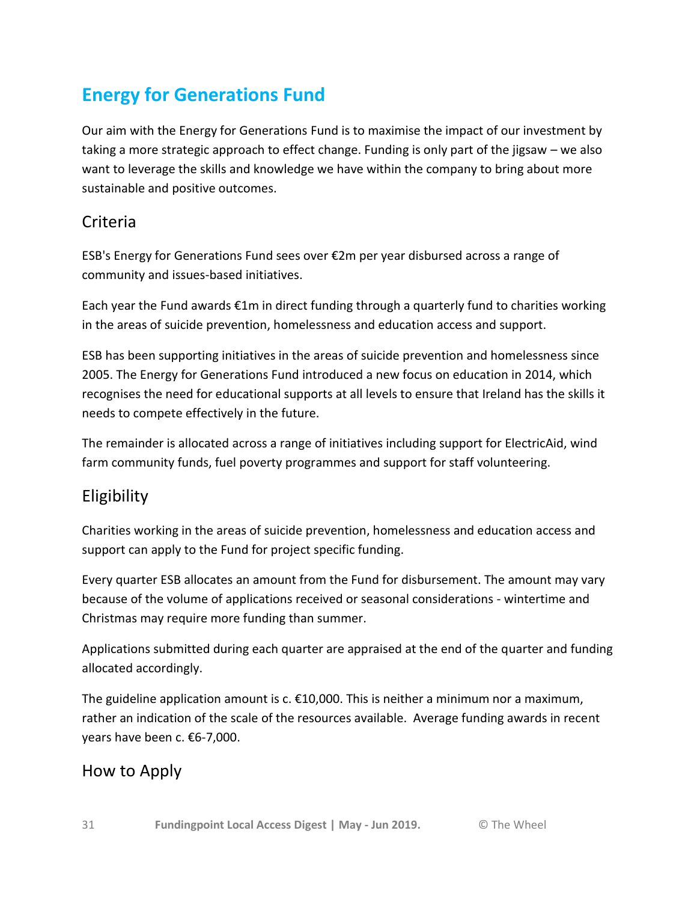## Energy for Generations Fund

Our aim with the Energy for Generations Fund is to maximise the impact of our investment by taking a more strategic approach to effect change. Funding is only part of the jigsaw – we also want to leverage the skills and knowledge we have within the company to bring about more sustainable and positive outcomes.

### Criteria

ESB's Energy for Generations Fund sees over €2m per year disbursed across a range of community and issues-based initiatives.

Each year the Fund awards €1m in direct funding through a quarterly fund to charities working in the areas of suicide prevention, homelessness and education access and support.

ESB has been supporting initiatives in the areas of suicide prevention and homelessness since 2005. The Energy for Generations Fund introduced a new focus on education in 2014, which recognises the need for educational supports at all levels to ensure that Ireland has the skills it needs to compete effectively in the future.

The remainder is allocated across a range of initiatives including support for ElectricAid, wind farm community funds, fuel poverty programmes and support for staff volunteering.

### Eligibility

Charities working in the areas of suicide prevention, homelessness and education access and support can apply to the Fund for project specific funding.

Every quarter ESB allocates an amount from the Fund for disbursement. The amount may vary because of the volume of applications received or seasonal considerations - wintertime and Christmas may require more funding than summer.

Applications submitted during each quarter are appraised at the end of the quarter and funding allocated accordingly.

The guideline application amount is c. €10,000. This is neither a minimum nor a maximum, rather an indication of the scale of the resources available. Average funding awards in recent years have been c. €6-7,000.

### How to Apply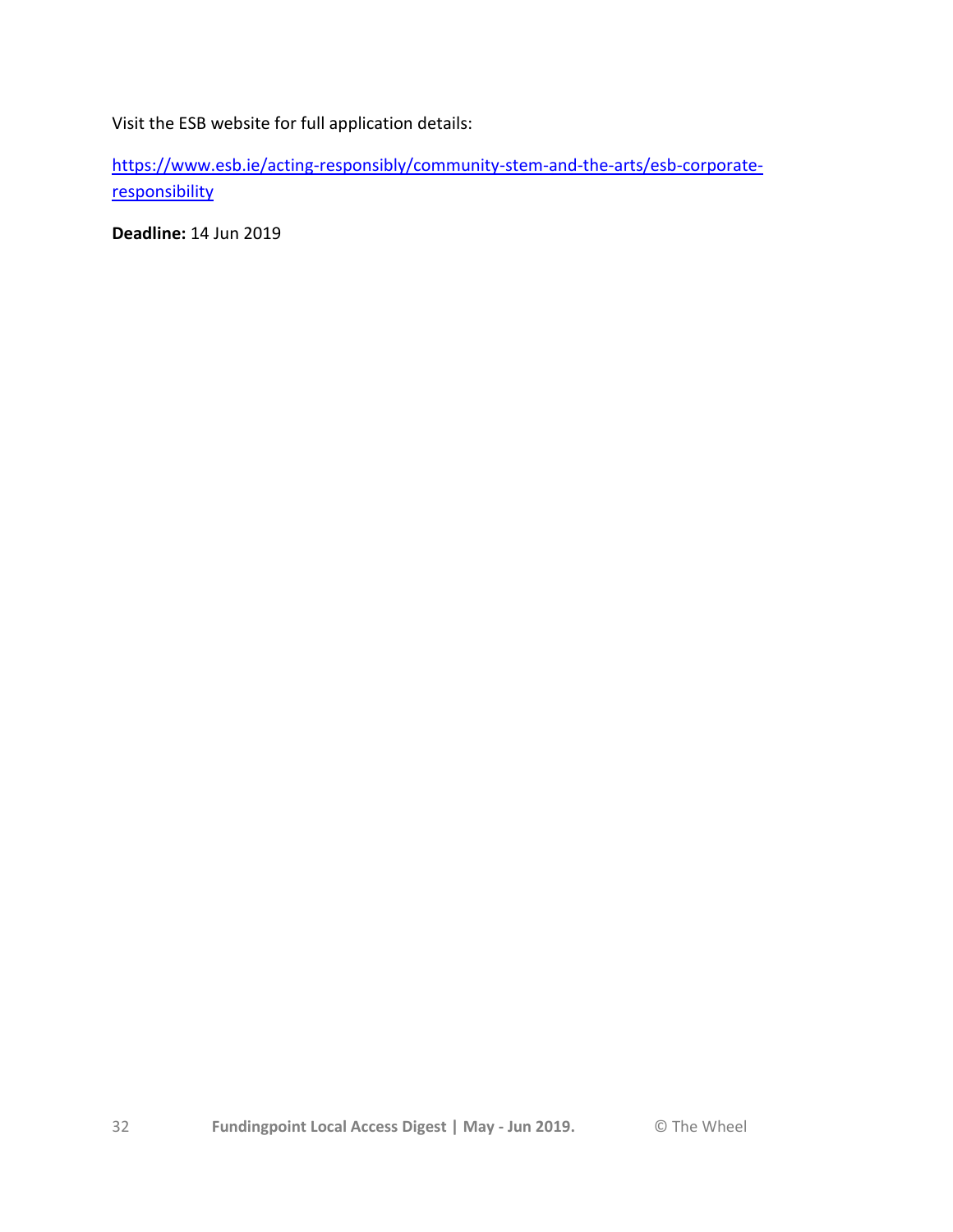Visit the ESB website for full application details:

https://www.esb.ie/acting-responsibly/community-stem-and-the-arts/esb-corporate-responsibility

**Deadline:** 14 Jun 2019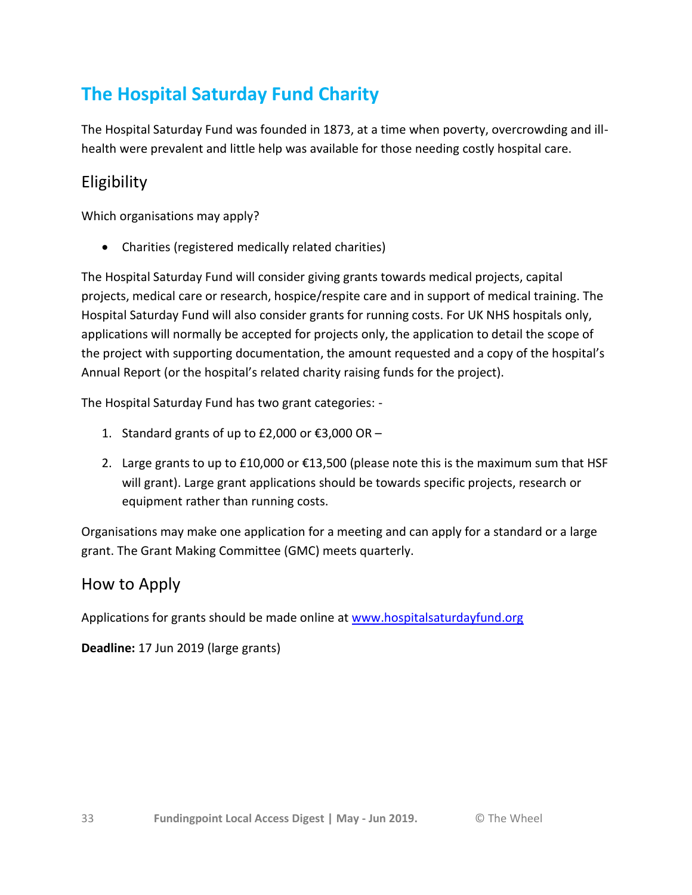# The Hospital Saturday Fund Charity

The Hospital Saturday Fund was founded in 1873, at a time when poverty, overcrowding and ill-health were prevalent and little help was available for those needing costly hospital care.

## Eligibility

Which organisations may apply?

- Charities (registered medically related charities)

The Hospital Saturday Fund will consider giving grants towards medical projects, capital projects, medical care or research, hospice/respite care and in support of medical training. The Hospital Saturday Fund will also consider grants for running costs. For UK NHS hospitals only, applications will normally be accepted for projects only, the application to detail the scope of the project with supporting documentation, the amount requested and a copy of the hospital's Annual Report (or the hospital's related charity raising funds for the project).

The Hospital Saturday Fund has two grant categories: -

1. Standard grants of up to £2,000 or €3,000 OR –
2. Large grants to up to £10,000 or €13,500 (please note this is the maximum sum that HSF will grant). Large grant applications should be towards specific projects, research or equipment rather than running costs.

Organisations may make one application for a meeting and can apply for a standard or a large grant. The Grant Making Committee (GMC) meets quarterly.

## How to Apply

Applications for grants should be made online at [www.hospitalsaturdayfund.org](www.hospitalsaturdayfund.org)

**Deadline:** 17 Jun 2019 (large grants)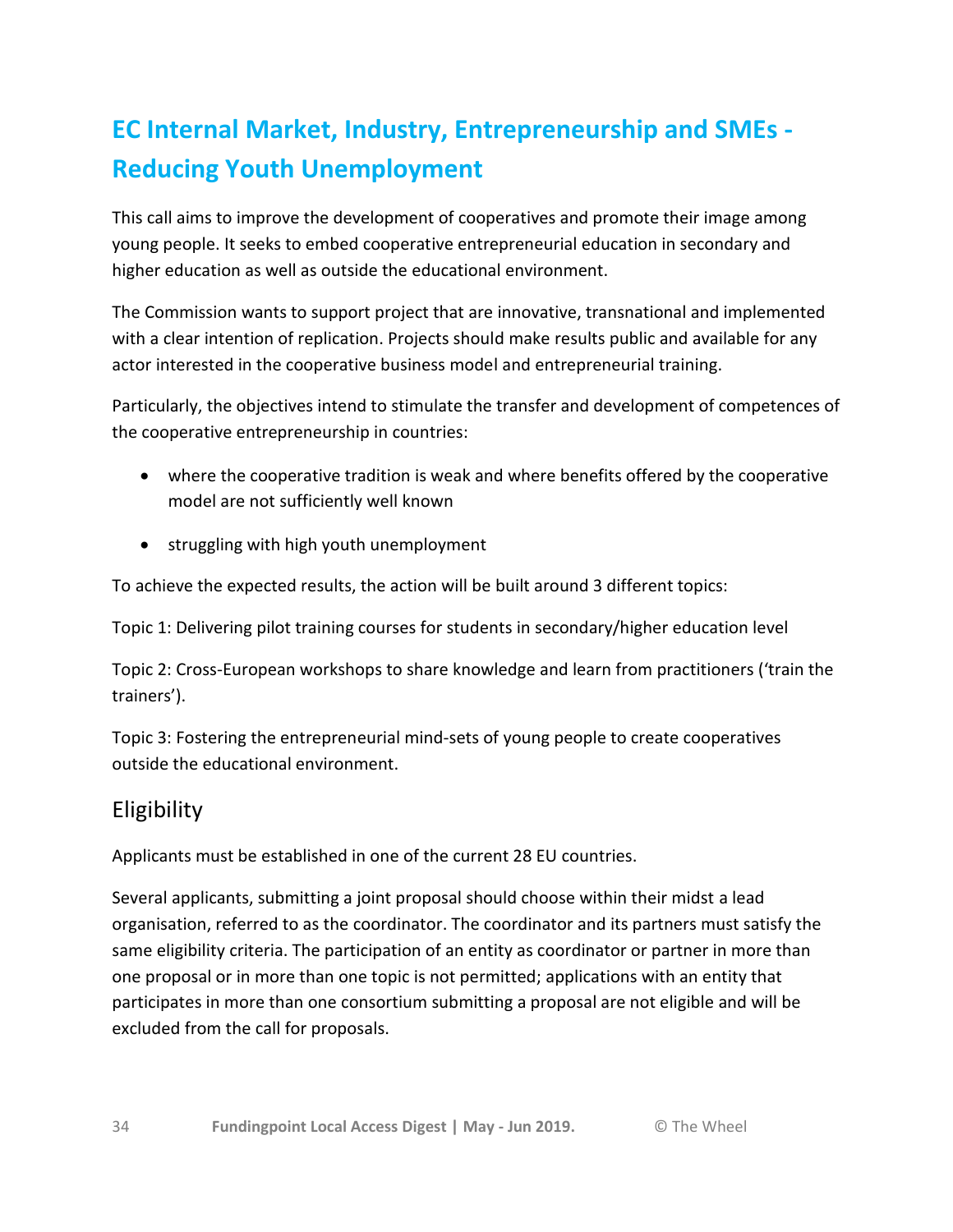## EC Internal Market, Industry, Entrepreneurship and SMEs - Reducing Youth Unemployment

This call aims to improve the development of cooperatives and promote their image among young people. It seeks to embed cooperative entrepreneurial education in secondary and higher education as well as outside the educational environment.

The Commission wants to support project that are innovative, transnational and implemented with a clear intention of replication. Projects should make results public and available for any actor interested in the cooperative business model and entrepreneurial training.

Particularly, the objectives intend to stimulate the transfer and development of competences of the cooperative entrepreneurship in countries:

- where the cooperative tradition is weak and where benefits offered by the cooperative model are not sufficiently well known
- struggling with high youth unemployment

To achieve the expected results, the action will be built around 3 different topics:

Topic 1: Delivering pilot training courses for students in secondary/higher education level

Topic 2: Cross-European workshops to share knowledge and learn from practitioners ('train the trainers').

Topic 3: Fostering the entrepreneurial mind-sets of young people to create cooperatives outside the educational environment.

### Eligibility

Applicants must be established in one of the current 28 EU countries.

Several applicants, submitting a joint proposal should choose within their midst a lead organisation, referred to as the coordinator. The coordinator and its partners must satisfy the same eligibility criteria. The participation of an entity as coordinator or partner in more than one proposal or in more than one topic is not permitted; applications with an entity that participates in more than one consortium submitting a proposal are not eligible and will be excluded from the call for proposals.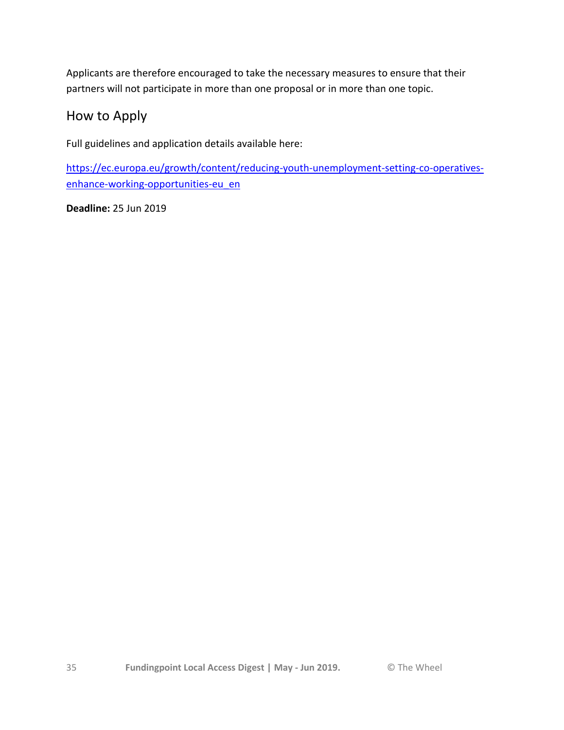Applicants are therefore encouraged to take the necessary measures to ensure that their partners will not participate in more than one proposal or in more than one topic.

## How to Apply

Full guidelines and application details available here:

[https://ec.europa.eu/growth/content/reducing-youth-unemployment-setting-co-operatives-enhance-working-opportunities-eu_en](https://ec.europa.eu/growth/content/reducing-youth-unemployment-setting-co-operatives-enhance-working-opportunities-eu_en)

**Deadline:** 25 Jun 2019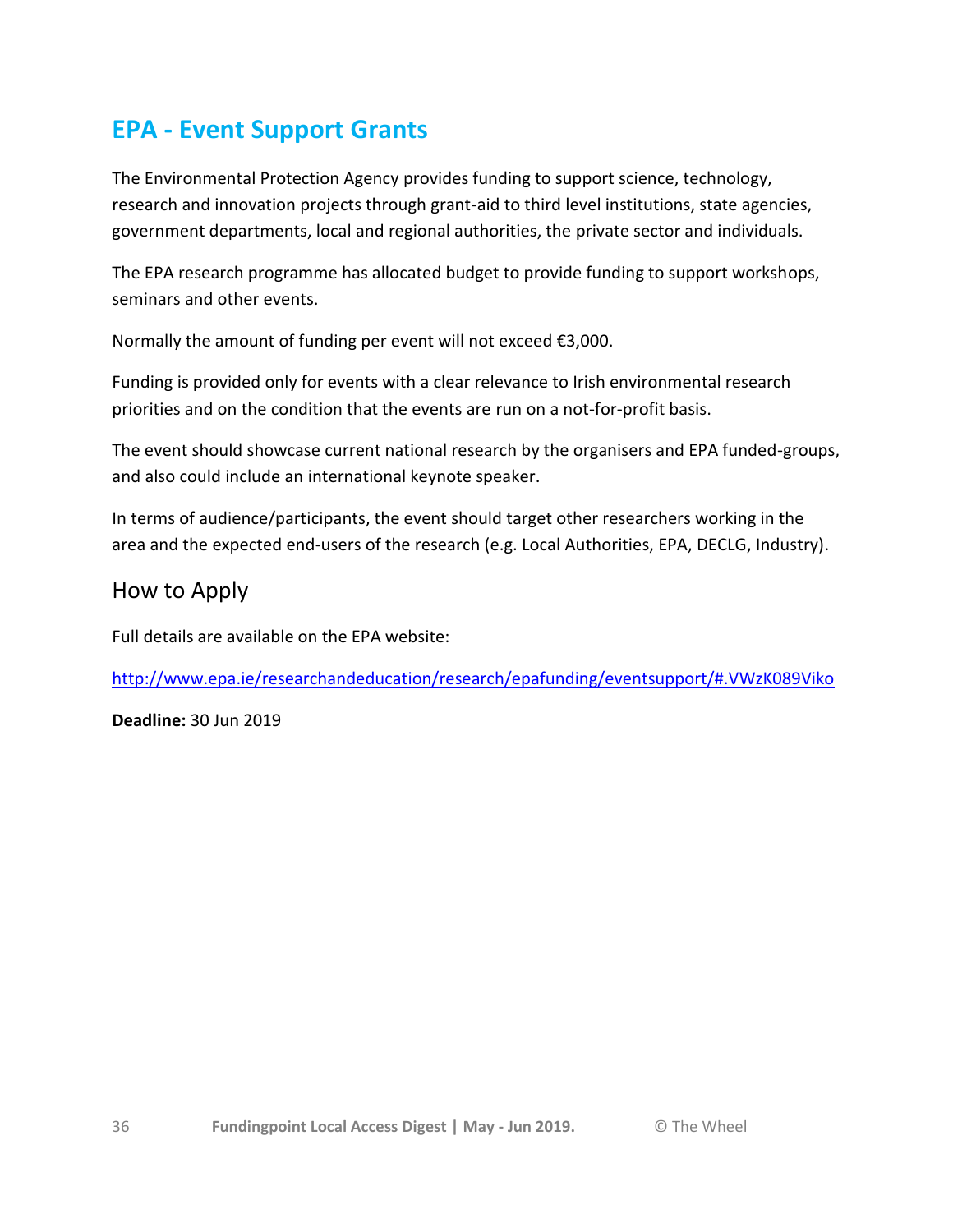## EPA - Event Support Grants

The Environmental Protection Agency provides funding to support science, technology, research and innovation projects through grant-aid to third level institutions, state agencies, government departments, local and regional authorities, the private sector and individuals.

The EPA research programme has allocated budget to provide funding to support workshops, seminars and other events.

Normally the amount of funding per event will not exceed €3,000.

Funding is provided only for events with a clear relevance to Irish environmental research priorities and on the condition that the events are run on a not-for-profit basis.

The event should showcase current national research by the organisers and EPA funded-groups, and also could include an international keynote speaker.

In terms of audience/participants, the event should target other researchers working in the area and the expected end-users of the research (e.g. Local Authorities, EPA, DECLG, Industry).

### How to Apply

Full details are available on the EPA website:

http://www.epa.ie/researchandeducation/research/epafunding/eventsupport/#.VWzK089Viko

**Deadline:** 30 Jun 2019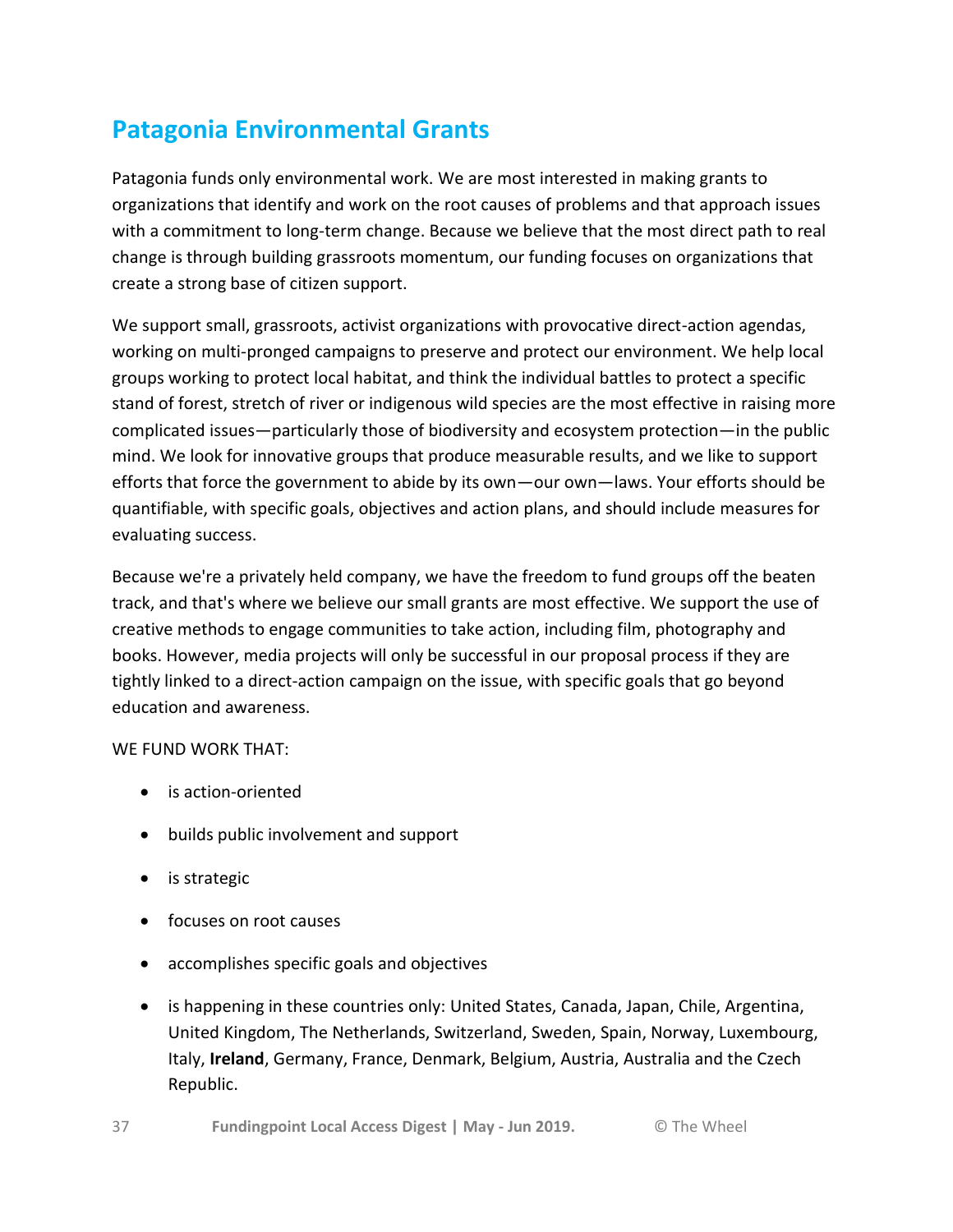## Patagonia Environmental Grants

Patagonia funds only environmental work. We are most interested in making grants to organizations that identify and work on the root causes of problems and that approach issues with a commitment to long-term change. Because we believe that the most direct path to real change is through building grassroots momentum, our funding focuses on organizations that create a strong base of citizen support.

We support small, grassroots, activist organizations with provocative direct-action agendas, working on multi-pronged campaigns to preserve and protect our environment. We help local groups working to protect local habitat, and think the individual battles to protect a specific stand of forest, stretch of river or indigenous wild species are the most effective in raising more complicated issues—particularly those of biodiversity and ecosystem protection—in the public mind. We look for innovative groups that produce measurable results, and we like to support efforts that force the government to abide by its own—our own—laws. Your efforts should be quantifiable, with specific goals, objectives and action plans, and should include measures for evaluating success.

Because we're a privately held company, we have the freedom to fund groups off the beaten track, and that's where we believe our small grants are most effective. We support the use of creative methods to engage communities to take action, including film, photography and books. However, media projects will only be successful in our proposal process if they are tightly linked to a direct-action campaign on the issue, with specific goals that go beyond education and awareness.

WE FUND WORK THAT:

- is action-oriented
- builds public involvement and support
- is strategic
- focuses on root causes
- accomplishes specific goals and objectives
- is happening in these countries only: United States, Canada, Japan, Chile, Argentina, United Kingdom, The Netherlands, Switzerland, Sweden, Spain, Norway, Luxembourg, Italy, **Ireland**, Germany, France, Denmark, Belgium, Austria, Australia and the Czech Republic.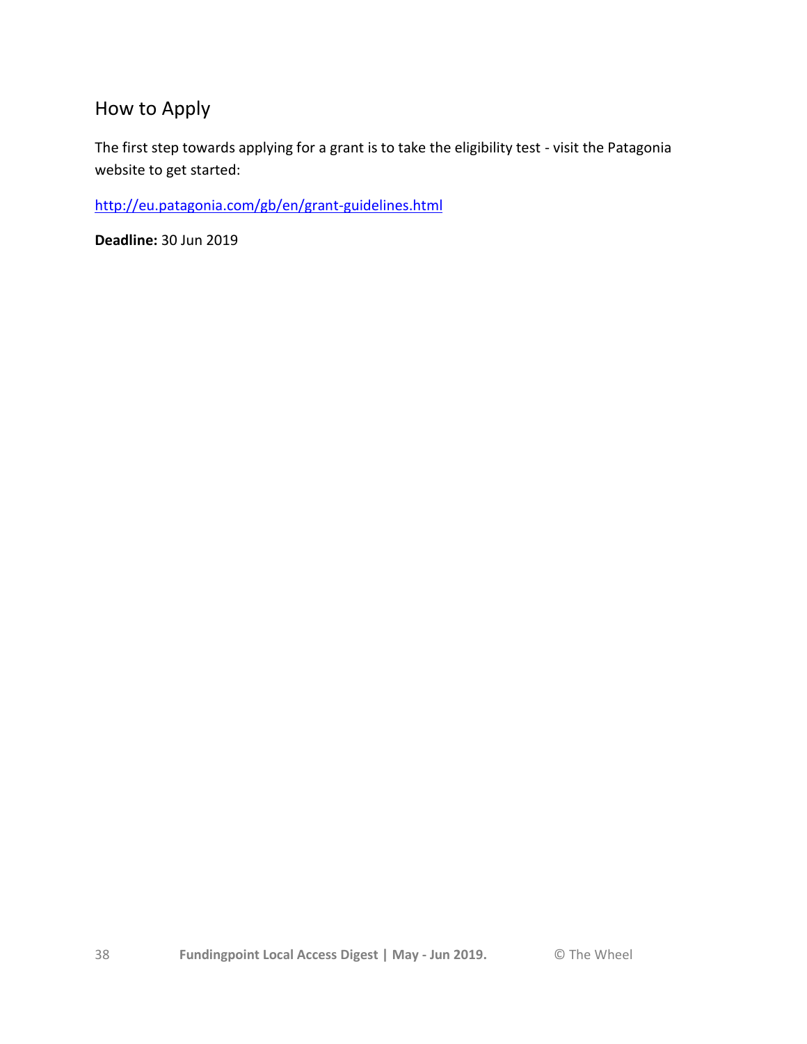## How to Apply

The first step towards applying for a grant is to take the eligibility test - visit the Patagonia website to get started:

http://eu.patagonia.com/gb/en/grant-guidelines.html

**Deadline:** 30 Jun 2019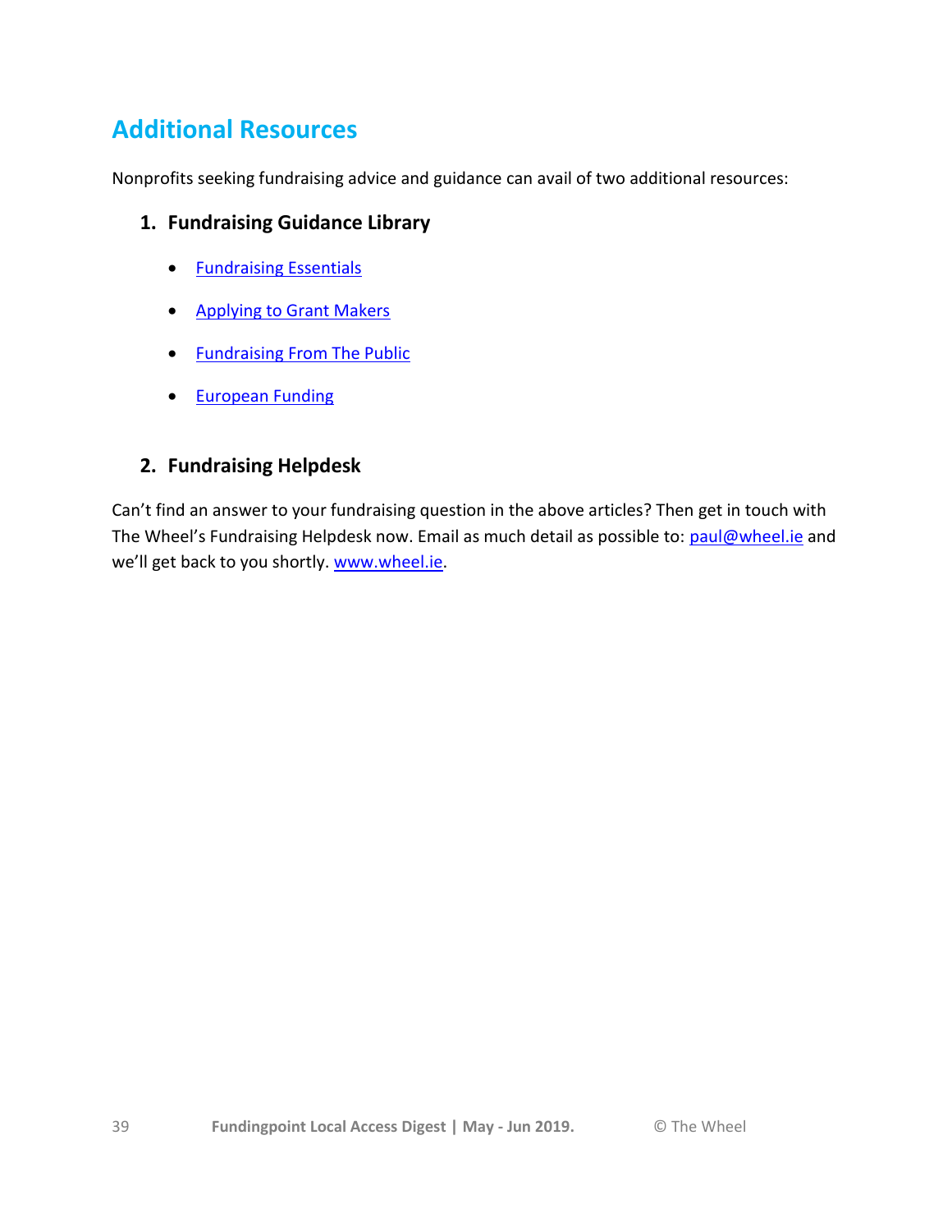## Additional Resources

Nonprofits seeking fundraising advice and guidance can avail of two additional resources:

### 1. Fundraising Guidance Library

- Fundraising Essentials
- Applying to Grant Makers
- Fundraising From The Public
- European Funding

### 2. Fundraising Helpdesk

Can't find an answer to your fundraising question in the above articles? Then get in touch with The Wheel's Fundraising Helpdesk now. Email as much detail as possible to: paul@wheel.ie and we'll get back to you shortly. www.wheel.ie.